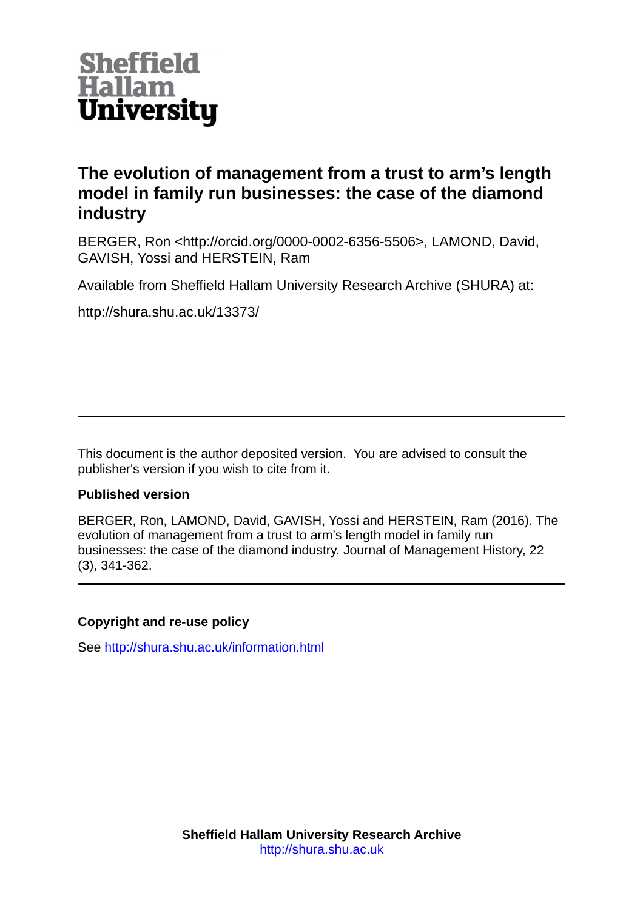Sheffield Hallam University

# The evolution of management from a trust to arm's length model in family run businesses: the case of the diamond industry

BERGER, Ron <http://orcid.org/0000-0002-6356-5506>, LAMOND, David, GAVISH, Yossi and HERSTEIN, Ram

Available from Sheffield Hallam University Research Archive (SHURA) at:

http://shura.shu.ac.uk/13373/

---

This document is the author deposited version. You are advised to consult the publisher's version if you wish to cite from it.

**Published version**

BERGER, Ron, LAMOND, David, GAVISH, Yossi and HERSTEIN, Ram (2016). The evolution of management from a trust to arm's length model in family run businesses: the case of the diamond industry. Journal of Management History, 22 (3), 341-362.

---

**Copyright and re-use policy**

See http://shura.shu.ac.uk/information.html

**Sheffield Hallam University Research Archive**
http://shura.shu.ac.uk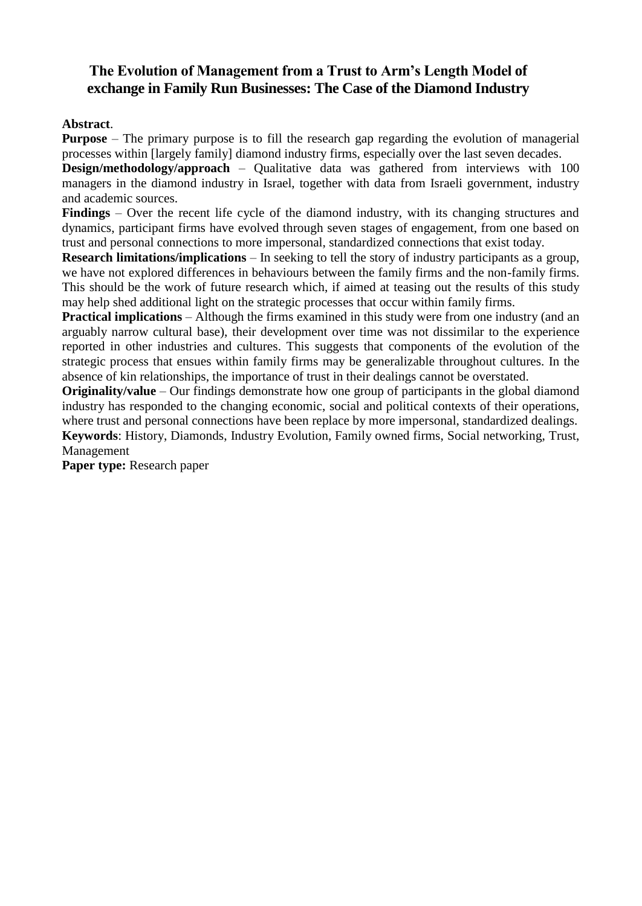# The Evolution of Management from a Trust to Arm's Length Model of exchange in Family Run Businesses: The Case of the Diamond Industry

**Abstract**.

**Purpose** – The primary purpose is to fill the research gap regarding the evolution of managerial processes within [largely family] diamond industry firms, especially over the last seven decades.

**Design/methodology/approach** – Qualitative data was gathered from interviews with 100 managers in the diamond industry in Israel, together with data from Israeli government, industry and academic sources.

**Findings** – Over the recent life cycle of the diamond industry, with its changing structures and dynamics, participant firms have evolved through seven stages of engagement, from one based on trust and personal connections to more impersonal, standardized connections that exist today.

**Research limitations/implications** – In seeking to tell the story of industry participants as a group, we have not explored differences in behaviours between the family firms and the non-family firms. This should be the work of future research which, if aimed at teasing out the results of this study may help shed additional light on the strategic processes that occur within family firms.

**Practical implications** – Although the firms examined in this study were from one industry (and an arguably narrow cultural base), their development over time was not dissimilar to the experience reported in other industries and cultures. This suggests that components of the evolution of the strategic process that ensues within family firms may be generalizable throughout cultures. In the absence of kin relationships, the importance of trust in their dealings cannot be overstated.

**Originality/value** – Our findings demonstrate how one group of participants in the global diamond industry has responded to the changing economic, social and political contexts of their operations, where trust and personal connections have been replace by more impersonal, standardized dealings.

**Keywords**: History, Diamonds, Industry Evolution, Family owned firms, Social networking, Trust, Management

**Paper type:** Research paper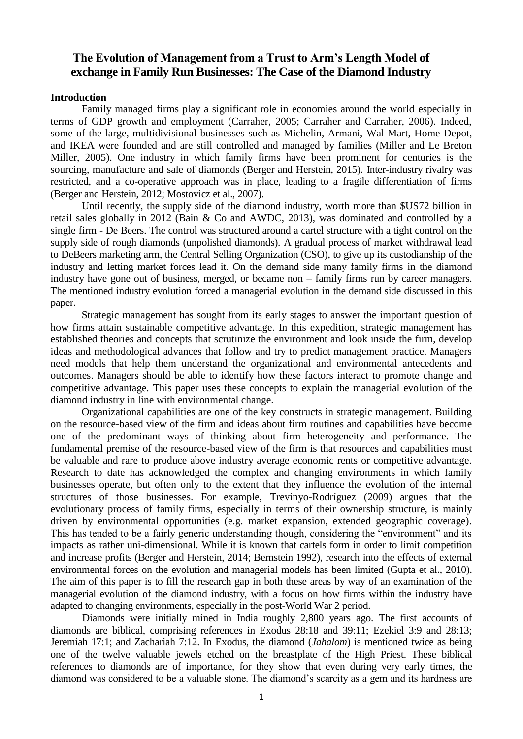# The Evolution of Management from a Trust to Arm's Length Model of exchange in Family Run Businesses: The Case of the Diamond Industry

## Introduction

Family managed firms play a significant role in economies around the world especially in terms of GDP growth and employment (Carraher, 2005; Carraher and Carraher, 2006). Indeed, some of the large, multidivisional businesses such as Michelin, Armani, Wal-Mart, Home Depot, and IKEA were founded and are still controlled and managed by families (Miller and Le Breton Miller, 2005). One industry in which family firms have been prominent for centuries is the sourcing, manufacture and sale of diamonds (Berger and Herstein, 2015). Inter-industry rivalry was restricted, and a co-operative approach was in place, leading to a fragile differentiation of firms (Berger and Herstein, 2012; Mostovicz et al., 2007).

Until recently, the supply side of the diamond industry, worth more than $US72 billion in retail sales globally in 2012 (Bain & Co and AWDC, 2013), was dominated and controlled by a single firm - De Beers. The control was structured around a cartel structure with a tight control on the supply side of rough diamonds (unpolished diamonds). A gradual process of market withdrawal lead to DeBeers marketing arm, the Central Selling Organization (CSO), to give up its custodianship of the industry and letting market forces lead it. On the demand side many family firms in the diamond industry have gone out of business, merged, or became non – family firms run by career managers. The mentioned industry evolution forced a managerial evolution in the demand side discussed in this paper.

Strategic management has sought from its early stages to answer the important question of how firms attain sustainable competitive advantage. In this expedition, strategic management has established theories and concepts that scrutinize the environment and look inside the firm, develop ideas and methodological advances that follow and try to predict management practice. Managers need models that help them understand the organizational and environmental antecedents and outcomes. Managers should be able to identify how these factors interact to promote change and competitive advantage. This paper uses these concepts to explain the managerial evolution of the diamond industry in line with environmental change.

Organizational capabilities are one of the key constructs in strategic management. Building on the resource-based view of the firm and ideas about firm routines and capabilities have become one of the predominant ways of thinking about firm heterogeneity and performance. The fundamental premise of the resource-based view of the firm is that resources and capabilities must be valuable and rare to produce above industry average economic rents or competitive advantage. Research to date has acknowledged the complex and changing environments in which family businesses operate, but often only to the extent that they influence the evolution of the internal structures of those businesses. For example, Trevinyo-Rodríguez (2009) argues that the evolutionary process of family firms, especially in terms of their ownership structure, is mainly driven by environmental opportunities (e.g. market expansion, extended geographic coverage). This has tended to be a fairly generic understanding though, considering the "environment" and its impacts as rather uni-dimensional. While it is known that cartels form in order to limit competition and increase profits (Berger and Herstein, 2014; Bernstein 1992), research into the effects of external environmental forces on the evolution and managerial models has been limited (Gupta et al., 2010). The aim of this paper is to fill the research gap in both these areas by way of an examination of the managerial evolution of the diamond industry, with a focus on how firms within the industry have adapted to changing environments, especially in the post-World War 2 period.

Diamonds were initially mined in India roughly 2,800 years ago. The first accounts of diamonds are biblical, comprising references in Exodus 28:18 and 39:11; Ezekiel 3:9 and 28:13; Jeremiah 17:1; and Zachariah 7:12. In Exodus, the diamond (*Jahalom*) is mentioned twice as being one of the twelve valuable jewels etched on the breastplate of the High Priest. These biblical references to diamonds are of importance, for they show that even during very early times, the diamond was considered to be a valuable stone. The diamond's scarcity as a gem and its hardness are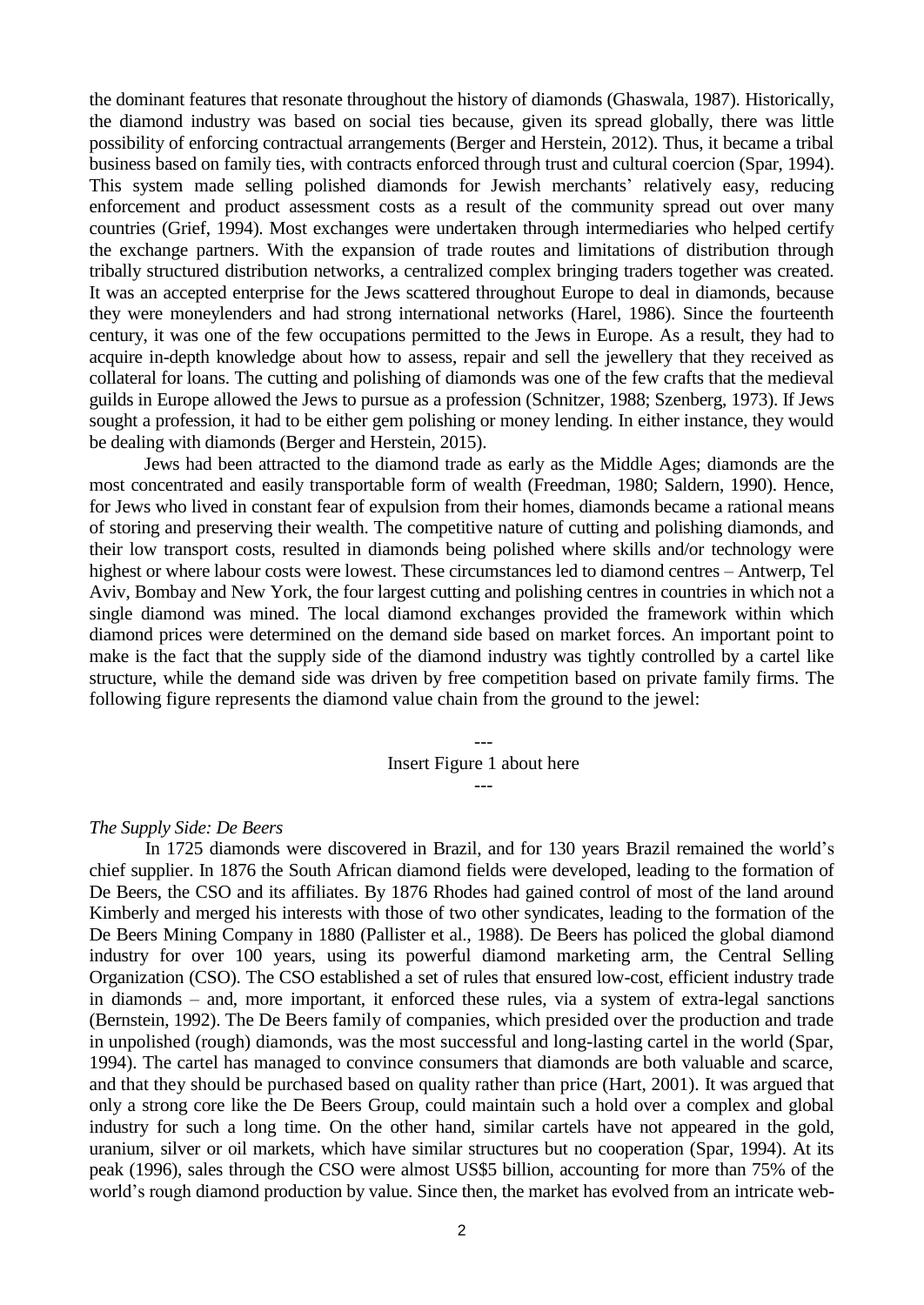the dominant features that resonate throughout the history of diamonds (Ghaswala, 1987). Historically, the diamond industry was based on social ties because, given its spread globally, there was little possibility of enforcing contractual arrangements (Berger and Herstein, 2012). Thus, it became a tribal business based on family ties, with contracts enforced through trust and cultural coercion (Spar, 1994). This system made selling polished diamonds for Jewish merchants' relatively easy, reducing enforcement and product assessment costs as a result of the community spread out over many countries (Grief, 1994). Most exchanges were undertaken through intermediaries who helped certify the exchange partners. With the expansion of trade routes and limitations of distribution through tribally structured distribution networks, a centralized complex bringing traders together was created. It was an accepted enterprise for the Jews scattered throughout Europe to deal in diamonds, because they were moneylenders and had strong international networks (Harel, 1986). Since the fourteenth century, it was one of the few occupations permitted to the Jews in Europe. As a result, they had to acquire in-depth knowledge about how to assess, repair and sell the jewellery that they received as collateral for loans. The cutting and polishing of diamonds was one of the few crafts that the medieval guilds in Europe allowed the Jews to pursue as a profession (Schnitzer, 1988; Szenberg, 1973). If Jews sought a profession, it had to be either gem polishing or money lending. In either instance, they would be dealing with diamonds (Berger and Herstein, 2015).

Jews had been attracted to the diamond trade as early as the Middle Ages; diamonds are the most concentrated and easily transportable form of wealth (Freedman, 1980; Saldern, 1990). Hence, for Jews who lived in constant fear of expulsion from their homes, diamonds became a rational means of storing and preserving their wealth. The competitive nature of cutting and polishing diamonds, and their low transport costs, resulted in diamonds being polished where skills and/or technology were highest or where labour costs were lowest. These circumstances led to diamond centres – Antwerp, Tel Aviv, Bombay and New York, the four largest cutting and polishing centres in countries in which not a single diamond was mined. The local diamond exchanges provided the framework within which diamond prices were determined on the demand side based on market forces. An important point to make is the fact that the supply side of the diamond industry was tightly controlled by a cartel like structure, while the demand side was driven by free competition based on private family firms. The following figure represents the diamond value chain from the ground to the jewel:

---
Insert Figure 1 about here
---

*The Supply Side: De Beers*

In 1725 diamonds were discovered in Brazil, and for 130 years Brazil remained the world's chief supplier. In 1876 the South African diamond fields were developed, leading to the formation of De Beers, the CSO and its affiliates. By 1876 Rhodes had gained control of most of the land around Kimberly and merged his interests with those of two other syndicates, leading to the formation of the De Beers Mining Company in 1880 (Pallister et al., 1988). De Beers has policed the global diamond industry for over 100 years, using its powerful diamond marketing arm, the Central Selling Organization (CSO). The CSO established a set of rules that ensured low-cost, efficient industry trade in diamonds – and, more important, it enforced these rules, via a system of extra-legal sanctions (Bernstein, 1992). The De Beers family of companies, which presided over the production and trade in unpolished (rough) diamonds, was the most successful and long-lasting cartel in the world (Spar, 1994). The cartel has managed to convince consumers that diamonds are both valuable and scarce, and that they should be purchased based on quality rather than price (Hart, 2001). It was argued that only a strong core like the De Beers Group, could maintain such a hold over a complex and global industry for such a long time. On the other hand, similar cartels have not appeared in the gold, uranium, silver or oil markets, which have similar structures but no cooperation (Spar, 1994). At its peak (1996), sales through the CSO were almost US$5 billion, accounting for more than 75% of the world's rough diamond production by value. Since then, the market has evolved from an intricate web-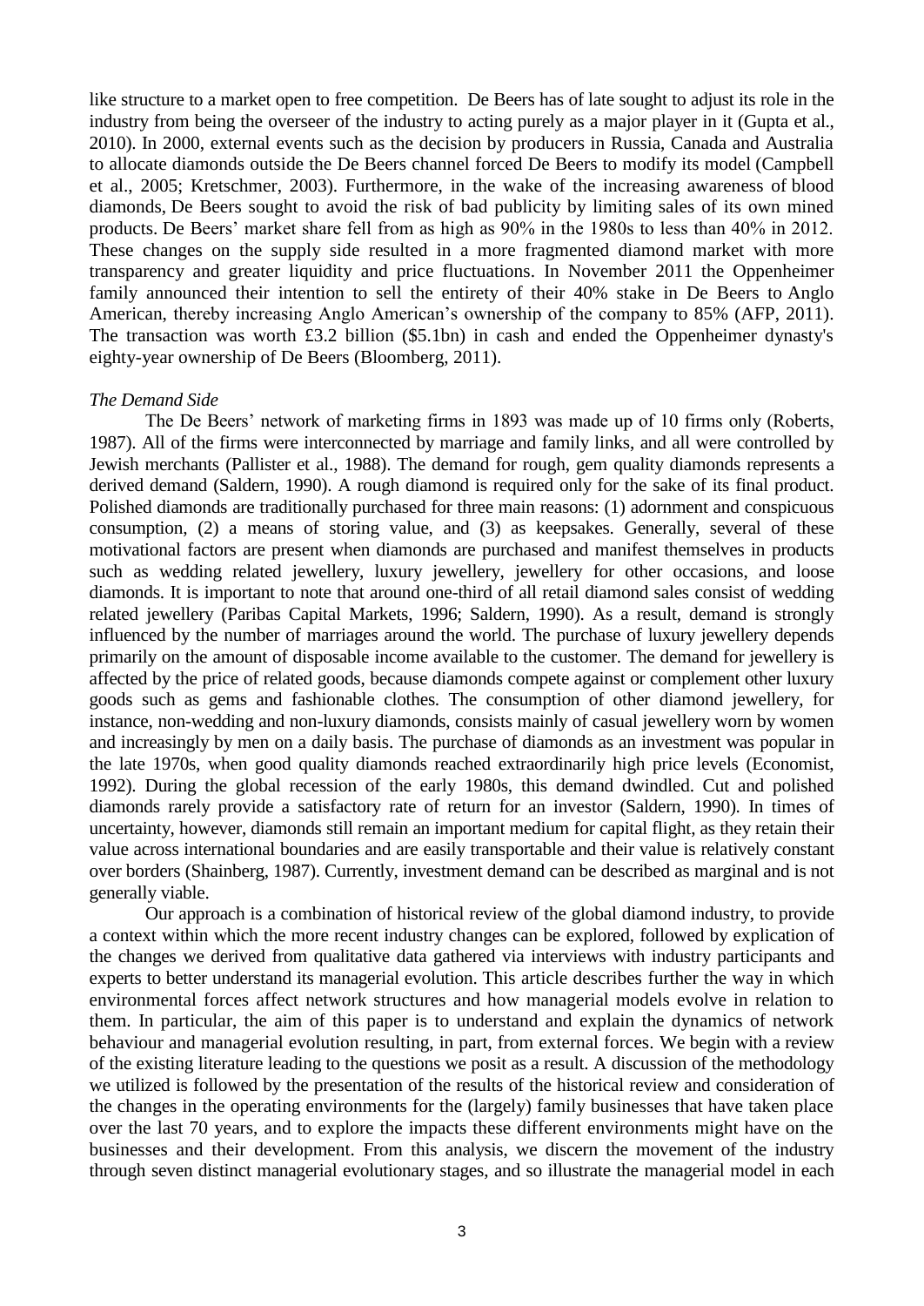like structure to a market open to free competition. De Beers has of late sought to adjust its role in the industry from being the overseer of the industry to acting purely as a major player in it (Gupta et al., 2010). In 2000, external events such as the decision by producers in Russia, Canada and Australia to allocate diamonds outside the De Beers channel forced De Beers to modify its model (Campbell et al., 2005; Kretschmer, 2003). Furthermore, in the wake of the increasing awareness of blood diamonds, De Beers sought to avoid the risk of bad publicity by limiting sales of its own mined products. De Beers' market share fell from as high as 90% in the 1980s to less than 40% in 2012. These changes on the supply side resulted in a more fragmented diamond market with more transparency and greater liquidity and price fluctuations. In November 2011 the Oppenheimer family announced their intention to sell the entirety of their 40% stake in De Beers to Anglo American, thereby increasing Anglo American's ownership of the company to 85% (AFP, 2011). The transaction was worth £3.2 billion ($5.1bn) in cash and ended the Oppenheimer dynasty's eighty-year ownership of De Beers (Bloomberg, 2011).

*The Demand Side*

The De Beers' network of marketing firms in 1893 was made up of 10 firms only (Roberts, 1987). All of the firms were interconnected by marriage and family links, and all were controlled by Jewish merchants (Pallister et al., 1988). The demand for rough, gem quality diamonds represents a derived demand (Saldern, 1990). A rough diamond is required only for the sake of its final product. Polished diamonds are traditionally purchased for three main reasons: (1) adornment and conspicuous consumption, (2) a means of storing value, and (3) as keepsakes. Generally, several of these motivational factors are present when diamonds are purchased and manifest themselves in products such as wedding related jewellery, luxury jewellery, jewellery for other occasions, and loose diamonds. It is important to note that around one-third of all retail diamond sales consist of wedding related jewellery (Paribas Capital Markets, 1996; Saldern, 1990). As a result, demand is strongly influenced by the number of marriages around the world. The purchase of luxury jewellery depends primarily on the amount of disposable income available to the customer. The demand for jewellery is affected by the price of related goods, because diamonds compete against or complement other luxury goods such as gems and fashionable clothes. The consumption of other diamond jewellery, for instance, non-wedding and non-luxury diamonds, consists mainly of casual jewellery worn by women and increasingly by men on a daily basis. The purchase of diamonds as an investment was popular in the late 1970s, when good quality diamonds reached extraordinarily high price levels (Economist, 1992). During the global recession of the early 1980s, this demand dwindled. Cut and polished diamonds rarely provide a satisfactory rate of return for an investor (Saldern, 1990). In times of uncertainty, however, diamonds still remain an important medium for capital flight, as they retain their value across international boundaries and are easily transportable and their value is relatively constant over borders (Shainberg, 1987). Currently, investment demand can be described as marginal and is not generally viable.

Our approach is a combination of historical review of the global diamond industry, to provide a context within which the more recent industry changes can be explored, followed by explication of the changes we derived from qualitative data gathered via interviews with industry participants and experts to better understand its managerial evolution. This article describes further the way in which environmental forces affect network structures and how managerial models evolve in relation to them. In particular, the aim of this paper is to understand and explain the dynamics of network behaviour and managerial evolution resulting, in part, from external forces. We begin with a review of the existing literature leading to the questions we posit as a result. A discussion of the methodology we utilized is followed by the presentation of the results of the historical review and consideration of the changes in the operating environments for the (largely) family businesses that have taken place over the last 70 years, and to explore the impacts these different environments might have on the businesses and their development. From this analysis, we discern the movement of the industry through seven distinct managerial evolutionary stages, and so illustrate the managerial model in each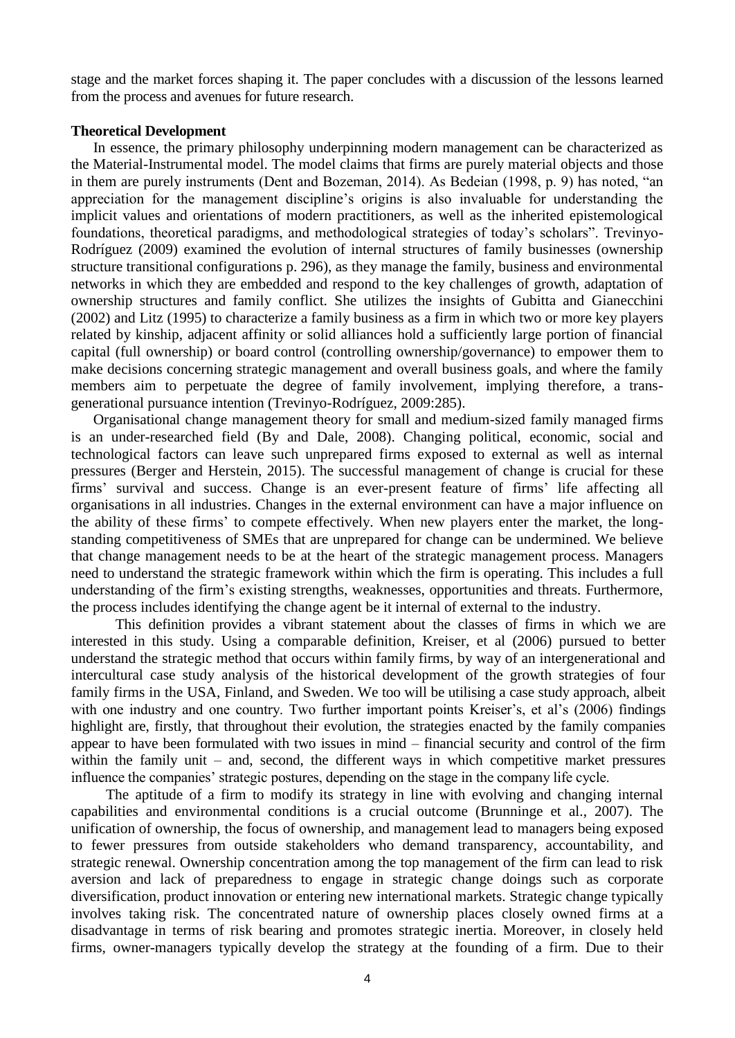stage and the market forces shaping it. The paper concludes with a discussion of the lessons learned from the process and avenues for future research.

**Theoretical Development**

In essence, the primary philosophy underpinning modern management can be characterized as the Material-Instrumental model. The model claims that firms are purely material objects and those in them are purely instruments (Dent and Bozeman, 2014). As Bedeian (1998, p. 9) has noted, "an appreciation for the management discipline's origins is also invaluable for understanding the implicit values and orientations of modern practitioners, as well as the inherited epistemological foundations, theoretical paradigms, and methodological strategies of today's scholars". Trevinyo-Rodríguez (2009) examined the evolution of internal structures of family businesses (ownership structure transitional configurations p. 296), as they manage the family, business and environmental networks in which they are embedded and respond to the key challenges of growth, adaptation of ownership structures and family conflict. She utilizes the insights of Gubitta and Gianecchini (2002) and Litz (1995) to characterize a family business as a firm in which two or more key players related by kinship, adjacent affinity or solid alliances hold a sufficiently large portion of financial capital (full ownership) or board control (controlling ownership/governance) to empower them to make decisions concerning strategic management and overall business goals, and where the family members aim to perpetuate the degree of family involvement, implying therefore, a trans-generational pursuance intention (Trevinyo-Rodríguez, 2009:285).

Organisational change management theory for small and medium-sized family managed firms is an under-researched field (By and Dale, 2008). Changing political, economic, social and technological factors can leave such unprepared firms exposed to external as well as internal pressures (Berger and Herstein, 2015). The successful management of change is crucial for these firms' survival and success. Change is an ever-present feature of firms' life affecting all organisations in all industries. Changes in the external environment can have a major influence on the ability of these firms' to compete effectively. When new players enter the market, the long-standing competitiveness of SMEs that are unprepared for change can be undermined. We believe that change management needs to be at the heart of the strategic management process. Managers need to understand the strategic framework within which the firm is operating. This includes a full understanding of the firm's existing strengths, weaknesses, opportunities and threats. Furthermore, the process includes identifying the change agent be it internal of external to the industry.

This definition provides a vibrant statement about the classes of firms in which we are interested in this study. Using a comparable definition, Kreiser, et al (2006) pursued to better understand the strategic method that occurs within family firms, by way of an intergenerational and intercultural case study analysis of the historical development of the growth strategies of four family firms in the USA, Finland, and Sweden. We too will be utilising a case study approach, albeit with one industry and one country. Two further important points Kreiser's, et al's (2006) findings highlight are, firstly, that throughout their evolution, the strategies enacted by the family companies appear to have been formulated with two issues in mind – financial security and control of the firm within the family unit – and, second, the different ways in which competitive market pressures influence the companies' strategic postures, depending on the stage in the company life cycle.

The aptitude of a firm to modify its strategy in line with evolving and changing internal capabilities and environmental conditions is a crucial outcome (Brunninge et al., 2007). The unification of ownership, the focus of ownership, and management lead to managers being exposed to fewer pressures from outside stakeholders who demand transparency, accountability, and strategic renewal. Ownership concentration among the top management of the firm can lead to risk aversion and lack of preparedness to engage in strategic change doings such as corporate diversification, product innovation or entering new international markets. Strategic change typically involves taking risk. The concentrated nature of ownership places closely owned firms at a disadvantage in terms of risk bearing and promotes strategic inertia. Moreover, in closely held firms, owner-managers typically develop the strategy at the founding of a firm. Due to their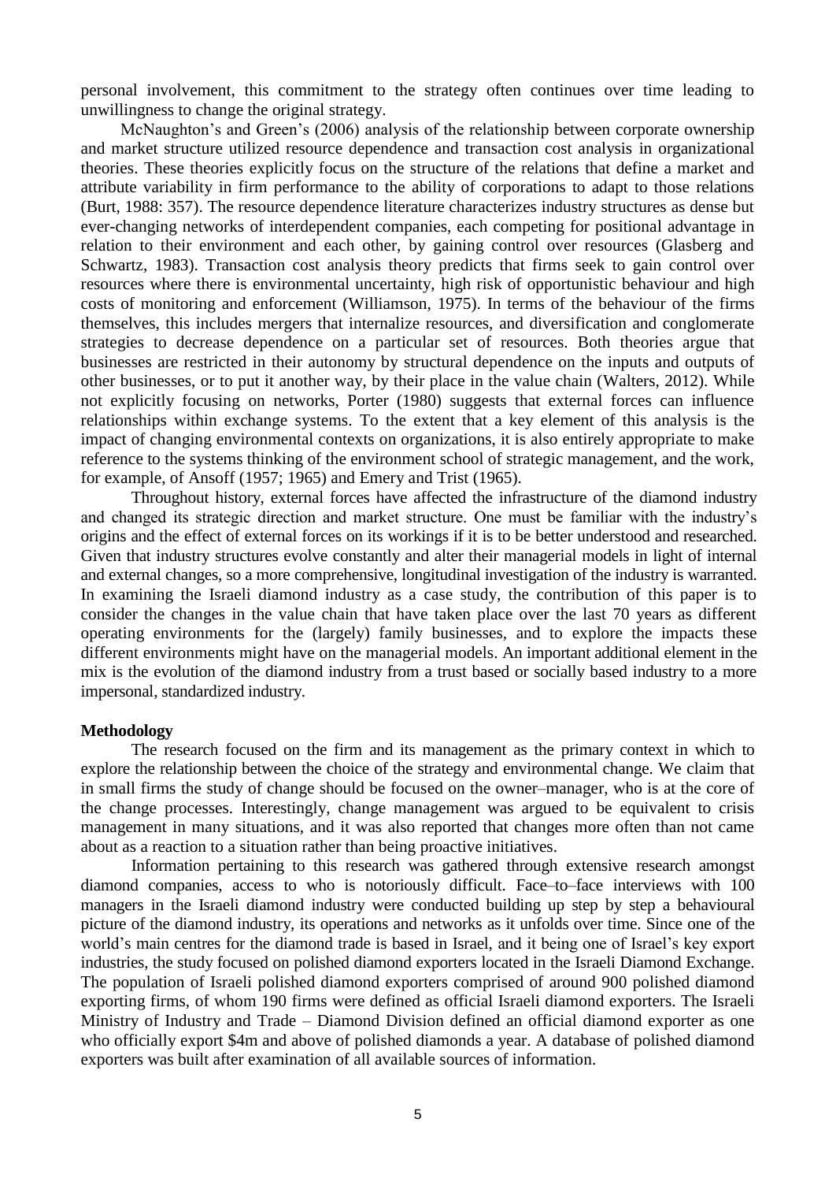personal involvement, this commitment to the strategy often continues over time leading to unwillingness to change the original strategy.

McNaughton's and Green's (2006) analysis of the relationship between corporate ownership and market structure utilized resource dependence and transaction cost analysis in organizational theories. These theories explicitly focus on the structure of the relations that define a market and attribute variability in firm performance to the ability of corporations to adapt to those relations (Burt, 1988: 357). The resource dependence literature characterizes industry structures as dense but ever-changing networks of interdependent companies, each competing for positional advantage in relation to their environment and each other, by gaining control over resources (Glasberg and Schwartz, 1983). Transaction cost analysis theory predicts that firms seek to gain control over resources where there is environmental uncertainty, high risk of opportunistic behaviour and high costs of monitoring and enforcement (Williamson, 1975). In terms of the behaviour of the firms themselves, this includes mergers that internalize resources, and diversification and conglomerate strategies to decrease dependence on a particular set of resources. Both theories argue that businesses are restricted in their autonomy by structural dependence on the inputs and outputs of other businesses, or to put it another way, by their place in the value chain (Walters, 2012). While not explicitly focusing on networks, Porter (1980) suggests that external forces can influence relationships within exchange systems. To the extent that a key element of this analysis is the impact of changing environmental contexts on organizations, it is also entirely appropriate to make reference to the systems thinking of the environment school of strategic management, and the work, for example, of Ansoff (1957; 1965) and Emery and Trist (1965).

Throughout history, external forces have affected the infrastructure of the diamond industry and changed its strategic direction and market structure. One must be familiar with the industry's origins and the effect of external forces on its workings if it is to be better understood and researched. Given that industry structures evolve constantly and alter their managerial models in light of internal and external changes, so a more comprehensive, longitudinal investigation of the industry is warranted. In examining the Israeli diamond industry as a case study, the contribution of this paper is to consider the changes in the value chain that have taken place over the last 70 years as different operating environments for the (largely) family businesses, and to explore the impacts these different environments might have on the managerial models. An important additional element in the mix is the evolution of the diamond industry from a trust based or socially based industry to a more impersonal, standardized industry.

**Methodology**

The research focused on the firm and its management as the primary context in which to explore the relationship between the choice of the strategy and environmental change. We claim that in small firms the study of change should be focused on the owner–manager, who is at the core of the change processes. Interestingly, change management was argued to be equivalent to crisis management in many situations, and it was also reported that changes more often than not came about as a reaction to a situation rather than being proactive initiatives.

Information pertaining to this research was gathered through extensive research amongst diamond companies, access to who is notoriously difficult. Face–to–face interviews with 100 managers in the Israeli diamond industry were conducted building up step by step a behavioural picture of the diamond industry, its operations and networks as it unfolds over time. Since one of the world's main centres for the diamond trade is based in Israel, and it being one of Israel's key export industries, the study focused on polished diamond exporters located in the Israeli Diamond Exchange. The population of Israeli polished diamond exporters comprised of around 900 polished diamond exporting firms, of whom 190 firms were defined as official Israeli diamond exporters. The Israeli Ministry of Industry and Trade – Diamond Division defined an official diamond exporter as one who officially export \$4m and above of polished diamonds a year. A database of polished diamond exporters was built after examination of all available sources of information.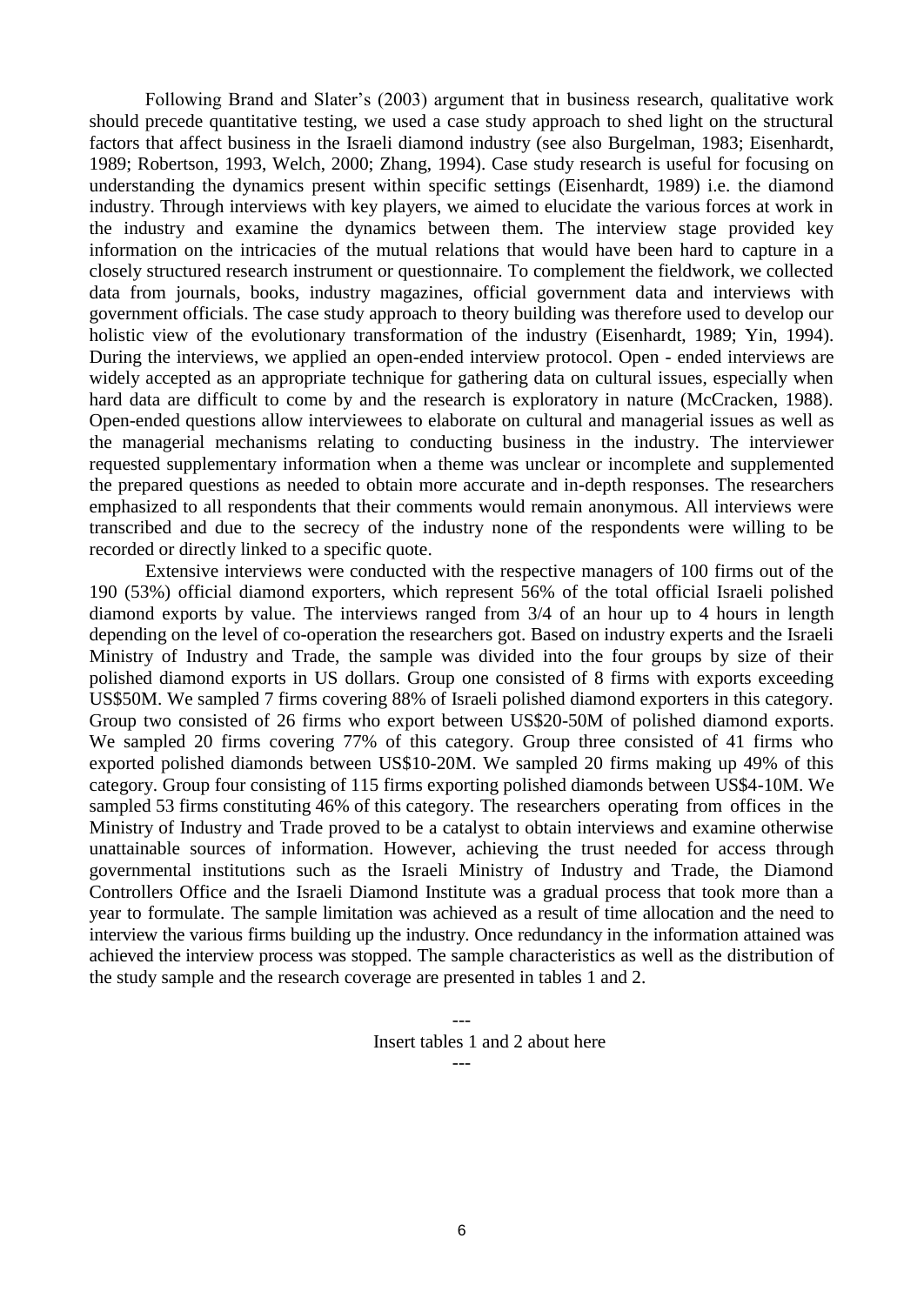Following Brand and Slater's (2003) argument that in business research, qualitative work should precede quantitative testing, we used a case study approach to shed light on the structural factors that affect business in the Israeli diamond industry (see also Burgelman, 1983; Eisenhardt, 1989; Robertson, 1993, Welch, 2000; Zhang, 1994). Case study research is useful for focusing on understanding the dynamics present within specific settings (Eisenhardt, 1989) i.e. the diamond industry. Through interviews with key players, we aimed to elucidate the various forces at work in the industry and examine the dynamics between them. The interview stage provided key information on the intricacies of the mutual relations that would have been hard to capture in a closely structured research instrument or questionnaire. To complement the fieldwork, we collected data from journals, books, industry magazines, official government data and interviews with government officials. The case study approach to theory building was therefore used to develop our holistic view of the evolutionary transformation of the industry (Eisenhardt, 1989; Yin, 1994). During the interviews, we applied an open-ended interview protocol. Open - ended interviews are widely accepted as an appropriate technique for gathering data on cultural issues, especially when hard data are difficult to come by and the research is exploratory in nature (McCracken, 1988). Open-ended questions allow interviewees to elaborate on cultural and managerial issues as well as the managerial mechanisms relating to conducting business in the industry. The interviewer requested supplementary information when a theme was unclear or incomplete and supplemented the prepared questions as needed to obtain more accurate and in-depth responses. The researchers emphasized to all respondents that their comments would remain anonymous. All interviews were transcribed and due to the secrecy of the industry none of the respondents were willing to be recorded or directly linked to a specific quote.

Extensive interviews were conducted with the respective managers of 100 firms out of the 190 (53%) official diamond exporters, which represent 56% of the total official Israeli polished diamond exports by value. The interviews ranged from 3/4 of an hour up to 4 hours in length depending on the level of co-operation the researchers got. Based on industry experts and the Israeli Ministry of Industry and Trade, the sample was divided into the four groups by size of their polished diamond exports in US dollars. Group one consisted of 8 firms with exports exceeding US$50M. We sampled 7 firms covering 88% of Israeli polished diamond exporters in this category. Group two consisted of 26 firms who export between US$20-50M of polished diamond exports. We sampled 20 firms covering 77% of this category. Group three consisted of 41 firms who exported polished diamonds between US$10-20M. We sampled 20 firms making up 49% of this category. Group four consisting of 115 firms exporting polished diamonds between US$4-10M. We sampled 53 firms constituting 46% of this category. The researchers operating from offices in the Ministry of Industry and Trade proved to be a catalyst to obtain interviews and examine otherwise unattainable sources of information. However, achieving the trust needed for access through governmental institutions such as the Israeli Ministry of Industry and Trade, the Diamond Controllers Office and the Israeli Diamond Institute was a gradual process that took more than a year to formulate. The sample limitation was achieved as a result of time allocation and the need to interview the various firms building up the industry. Once redundancy in the information attained was achieved the interview process was stopped. The sample characteristics as well as the distribution of the study sample and the research coverage are presented in tables 1 and 2.

---
Insert tables 1 and 2 about here
---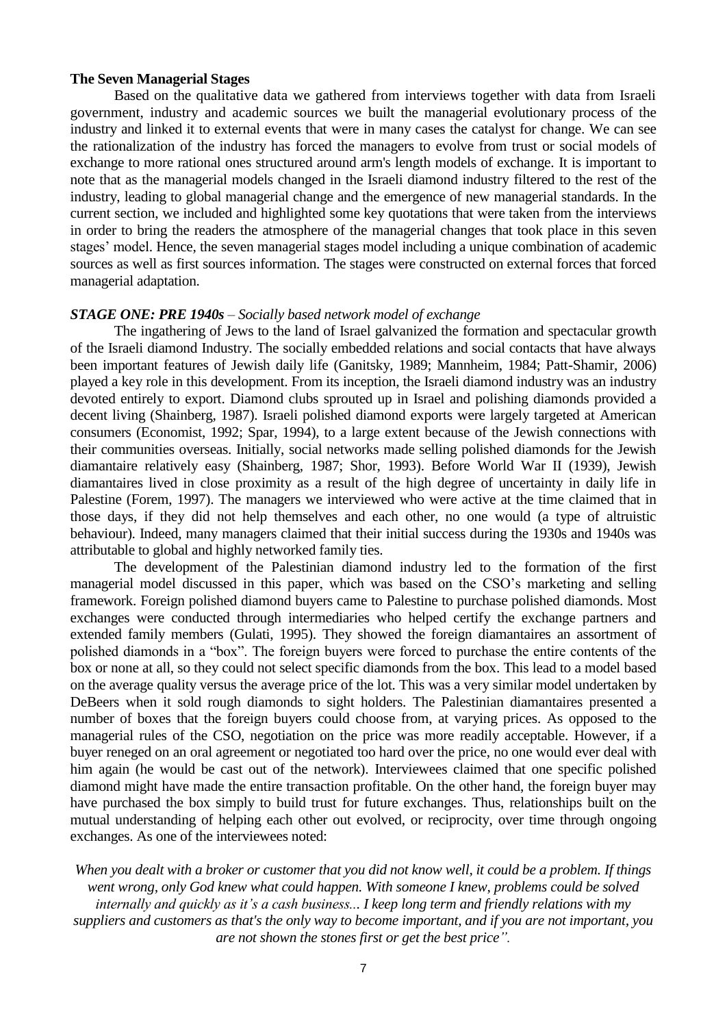**The Seven Managerial Stages**

Based on the qualitative data we gathered from interviews together with data from Israeli government, industry and academic sources we built the managerial evolutionary process of the industry and linked it to external events that were in many cases the catalyst for change. We can see the rationalization of the industry has forced the managers to evolve from trust or social models of exchange to more rational ones structured around arm's length models of exchange. It is important to note that as the managerial models changed in the Israeli diamond industry filtered to the rest of the industry, leading to global managerial change and the emergence of new managerial standards. In the current section, we included and highlighted some key quotations that were taken from the interviews in order to bring the readers the atmosphere of the managerial changes that took place in this seven stages' model. Hence, the seven managerial stages model including a unique combination of academic sources as well as first sources information. The stages were constructed on external forces that forced managerial adaptation.

***STAGE ONE: PRE 1940s*** *– Socially based network model of exchange*

The ingathering of Jews to the land of Israel galvanized the formation and spectacular growth of the Israeli diamond Industry. The socially embedded relations and social contacts that have always been important features of Jewish daily life (Ganitsky, 1989; Mannheim, 1984; Patt-Shamir, 2006) played a key role in this development. From its inception, the Israeli diamond industry was an industry devoted entirely to export. Diamond clubs sprouted up in Israel and polishing diamonds provided a decent living (Shainberg, 1987). Israeli polished diamond exports were largely targeted at American consumers (Economist, 1992; Spar, 1994), to a large extent because of the Jewish connections with their communities overseas. Initially, social networks made selling polished diamonds for the Jewish diamantaire relatively easy (Shainberg, 1987; Shor, 1993). Before World War II (1939), Jewish diamantaires lived in close proximity as a result of the high degree of uncertainty in daily life in Palestine (Forem, 1997). The managers we interviewed who were active at the time claimed that in those days, if they did not help themselves and each other, no one would (a type of altruistic behaviour). Indeed, many managers claimed that their initial success during the 1930s and 1940s was attributable to global and highly networked family ties.

The development of the Palestinian diamond industry led to the formation of the first managerial model discussed in this paper, which was based on the CSO's marketing and selling framework. Foreign polished diamond buyers came to Palestine to purchase polished diamonds. Most exchanges were conducted through intermediaries who helped certify the exchange partners and extended family members (Gulati, 1995). They showed the foreign diamantaires an assortment of polished diamonds in a "box". The foreign buyers were forced to purchase the entire contents of the box or none at all, so they could not select specific diamonds from the box. This lead to a model based on the average quality versus the average price of the lot. This was a very similar model undertaken by DeBeers when it sold rough diamonds to sight holders. The Palestinian diamantaires presented a number of boxes that the foreign buyers could choose from, at varying prices. As opposed to the managerial rules of the CSO, negotiation on the price was more readily acceptable. However, if a buyer reneged on an oral agreement or negotiated too hard over the price, no one would ever deal with him again (he would be cast out of the network). Interviewees claimed that one specific polished diamond might have made the entire transaction profitable. On the other hand, the foreign buyer may have purchased the box simply to build trust for future exchanges. Thus, relationships built on the mutual understanding of helping each other out evolved, or reciprocity, over time through ongoing exchanges. As one of the interviewees noted:

*When you dealt with a broker or customer that you did not know well, it could be a problem. If things went wrong, only God knew what could happen. With someone I knew, problems could be solved internally and quickly as it's a cash business... I keep long term and friendly relations with my suppliers and customers as that's the only way to become important, and if you are not important, you are not shown the stones first or get the best price".*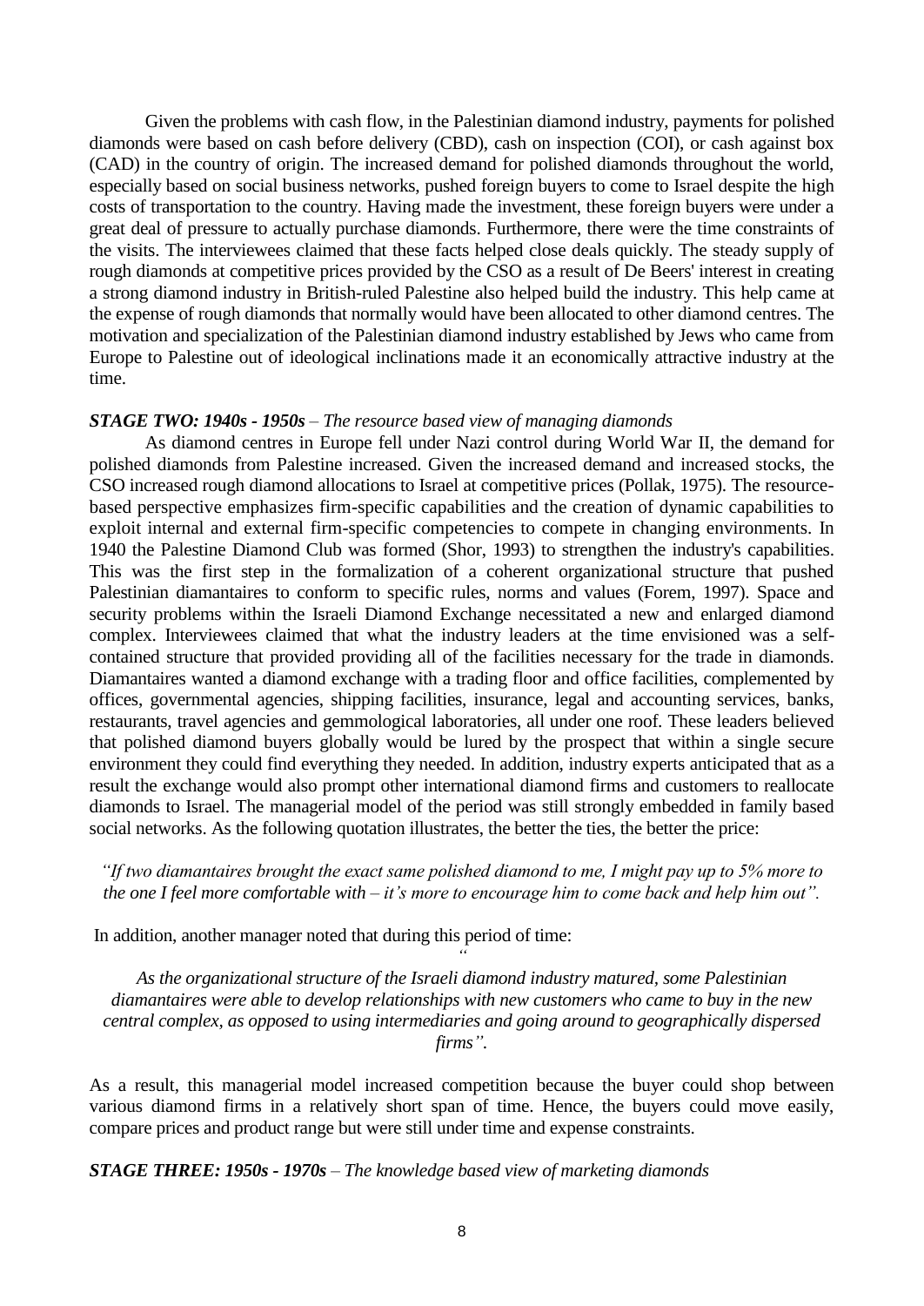Given the problems with cash flow, in the Palestinian diamond industry, payments for polished diamonds were based on cash before delivery (CBD), cash on inspection (COI), or cash against box (CAD) in the country of origin. The increased demand for polished diamonds throughout the world, especially based on social business networks, pushed foreign buyers to come to Israel despite the high costs of transportation to the country. Having made the investment, these foreign buyers were under a great deal of pressure to actually purchase diamonds. Furthermore, there were the time constraints of the visits. The interviewees claimed that these facts helped close deals quickly. The steady supply of rough diamonds at competitive prices provided by the CSO as a result of De Beers' interest in creating a strong diamond industry in British-ruled Palestine also helped build the industry. This help came at the expense of rough diamonds that normally would have been allocated to other diamond centres. The motivation and specialization of the Palestinian diamond industry established by Jews who came from Europe to Palestine out of ideological inclinations made it an economically attractive industry at the time.

***STAGE TWO: 1940s - 1950s*** – *The resource based view of managing diamonds*

As diamond centres in Europe fell under Nazi control during World War II, the demand for polished diamonds from Palestine increased. Given the increased demand and increased stocks, the CSO increased rough diamond allocations to Israel at competitive prices (Pollak, 1975). The resource-based perspective emphasizes firm-specific capabilities and the creation of dynamic capabilities to exploit internal and external firm-specific competencies to compete in changing environments. In 1940 the Palestine Diamond Club was formed (Shor, 1993) to strengthen the industry's capabilities. This was the first step in the formalization of a coherent organizational structure that pushed Palestinian diamantaires to conform to specific rules, norms and values (Forem, 1997). Space and security problems within the Israeli Diamond Exchange necessitated a new and enlarged diamond complex. Interviewees claimed that what the industry leaders at the time envisioned was a self-contained structure that provided providing all of the facilities necessary for the trade in diamonds. Diamantaires wanted a diamond exchange with a trading floor and office facilities, complemented by offices, governmental agencies, shipping facilities, insurance, legal and accounting services, banks, restaurants, travel agencies and gemmological laboratories, all under one roof. These leaders believed that polished diamond buyers globally would be lured by the prospect that within a single secure environment they could find everything they needed. In addition, industry experts anticipated that as a result the exchange would also prompt other international diamond firms and customers to reallocate diamonds to Israel. The managerial model of the period was still strongly embedded in family based social networks. As the following quotation illustrates, the better the ties, the better the price:

*"If two diamantaires brought the exact same polished diamond to me, I might pay up to 5% more to the one I feel more comfortable with – it's more to encourage him to come back and help him out".*

In addition, another manager noted that during this period of time:

*"As the organizational structure of the Israeli diamond industry matured, some Palestinian diamantaires were able to develop relationships with new customers who came to buy in the new central complex, as opposed to using intermediaries and going around to geographically dispersed firms".*

As a result, this managerial model increased competition because the buyer could shop between various diamond firms in a relatively short span of time. Hence, the buyers could move easily, compare prices and product range but were still under time and expense constraints.

***STAGE THREE: 1950s - 1970s*** – *The knowledge based view of marketing diamonds*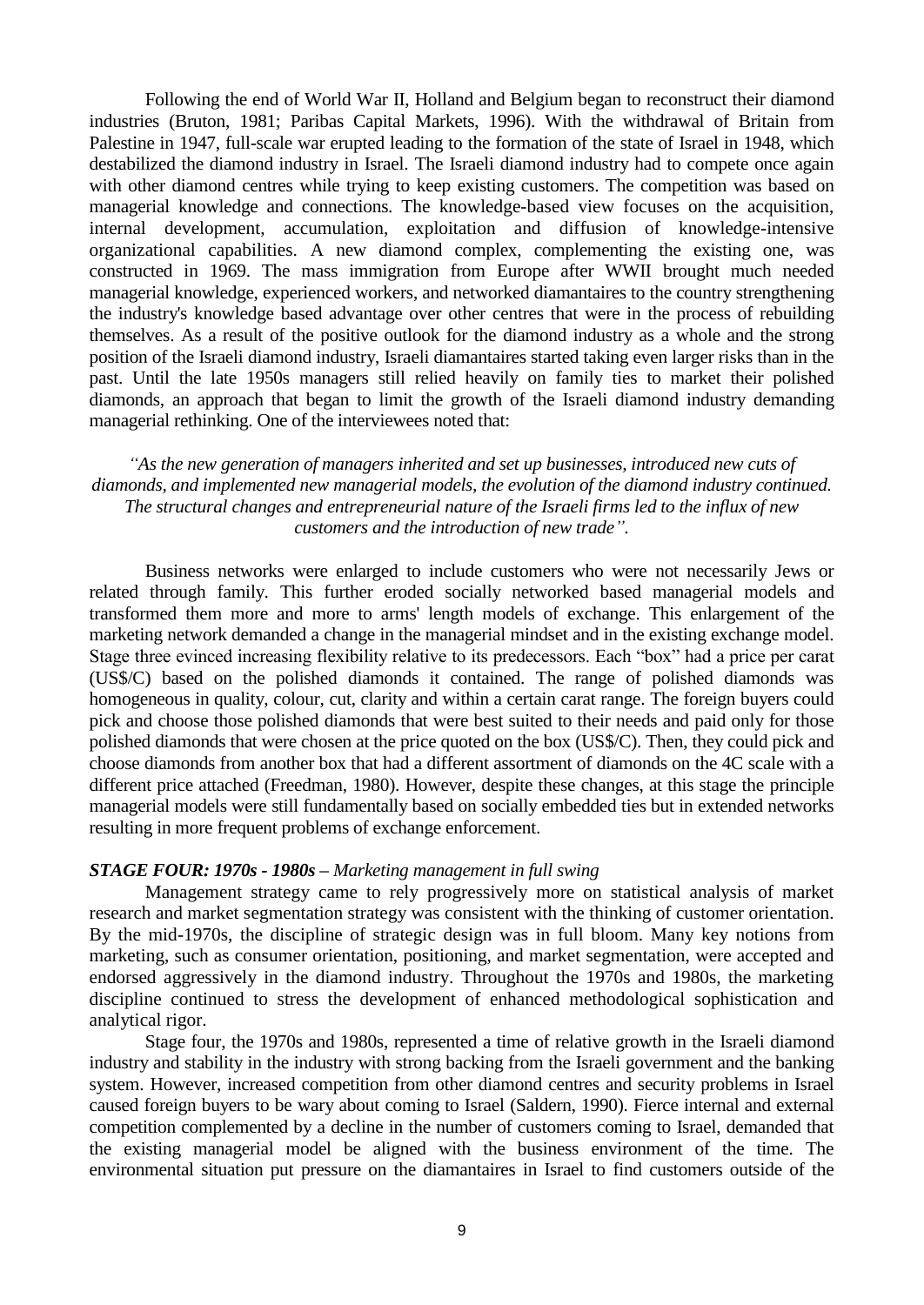Following the end of World War II, Holland and Belgium began to reconstruct their diamond industries (Bruton, 1981; Paribas Capital Markets, 1996). With the withdrawal of Britain from Palestine in 1947, full-scale war erupted leading to the formation of the state of Israel in 1948, which destabilized the diamond industry in Israel. The Israeli diamond industry had to compete once again with other diamond centres while trying to keep existing customers. The competition was based on managerial knowledge and connections. The knowledge-based view focuses on the acquisition, internal development, accumulation, exploitation and diffusion of knowledge-intensive organizational capabilities. A new diamond complex, complementing the existing one, was constructed in 1969. The mass immigration from Europe after WWII brought much needed managerial knowledge, experienced workers, and networked diamantaires to the country strengthening the industry's knowledge based advantage over other centres that were in the process of rebuilding themselves. As a result of the positive outlook for the diamond industry as a whole and the strong position of the Israeli diamond industry, Israeli diamantaires started taking even larger risks than in the past. Until the late 1950s managers still relied heavily on family ties to market their polished diamonds, an approach that began to limit the growth of the Israeli diamond industry demanding managerial rethinking. One of the interviewees noted that:

*"As the new generation of managers inherited and set up businesses, introduced new cuts of diamonds, and implemented new managerial models, the evolution of the diamond industry continued. The structural changes and entrepreneurial nature of the Israeli firms led to the influx of new customers and the introduction of new trade".*

Business networks were enlarged to include customers who were not necessarily Jews or related through family. This further eroded socially networked based managerial models and transformed them more and more to arms' length models of exchange. This enlargement of the marketing network demanded a change in the managerial mindset and in the existing exchange model. Stage three evinced increasing flexibility relative to its predecessors. Each "box" had a price per carat (US$/C) based on the polished diamonds it contained. The range of polished diamonds was homogeneous in quality, colour, cut, clarity and within a certain carat range. The foreign buyers could pick and choose those polished diamonds that were best suited to their needs and paid only for those polished diamonds that were chosen at the price quoted on the box (US$/C). Then, they could pick and choose diamonds from another box that had a different assortment of diamonds on the 4C scale with a different price attached (Freedman, 1980). However, despite these changes, at this stage the principle managerial models were still fundamentally based on socially embedded ties but in extended networks resulting in more frequent problems of exchange enforcement.

### *STAGE FOUR: 1970s - 1980s – Marketing management in full swing*

Management strategy came to rely progressively more on statistical analysis of market research and market segmentation strategy was consistent with the thinking of customer orientation. By the mid-1970s, the discipline of strategic design was in full bloom. Many key notions from marketing, such as consumer orientation, positioning, and market segmentation, were accepted and endorsed aggressively in the diamond industry. Throughout the 1970s and 1980s, the marketing discipline continued to stress the development of enhanced methodological sophistication and analytical rigor.

Stage four, the 1970s and 1980s, represented a time of relative growth in the Israeli diamond industry and stability in the industry with strong backing from the Israeli government and the banking system. However, increased competition from other diamond centres and security problems in Israel caused foreign buyers to be wary about coming to Israel (Saldern, 1990). Fierce internal and external competition complemented by a decline in the number of customers coming to Israel, demanded that the existing managerial model be aligned with the business environment of the time. The environmental situation put pressure on the diamantaires in Israel to find customers outside of the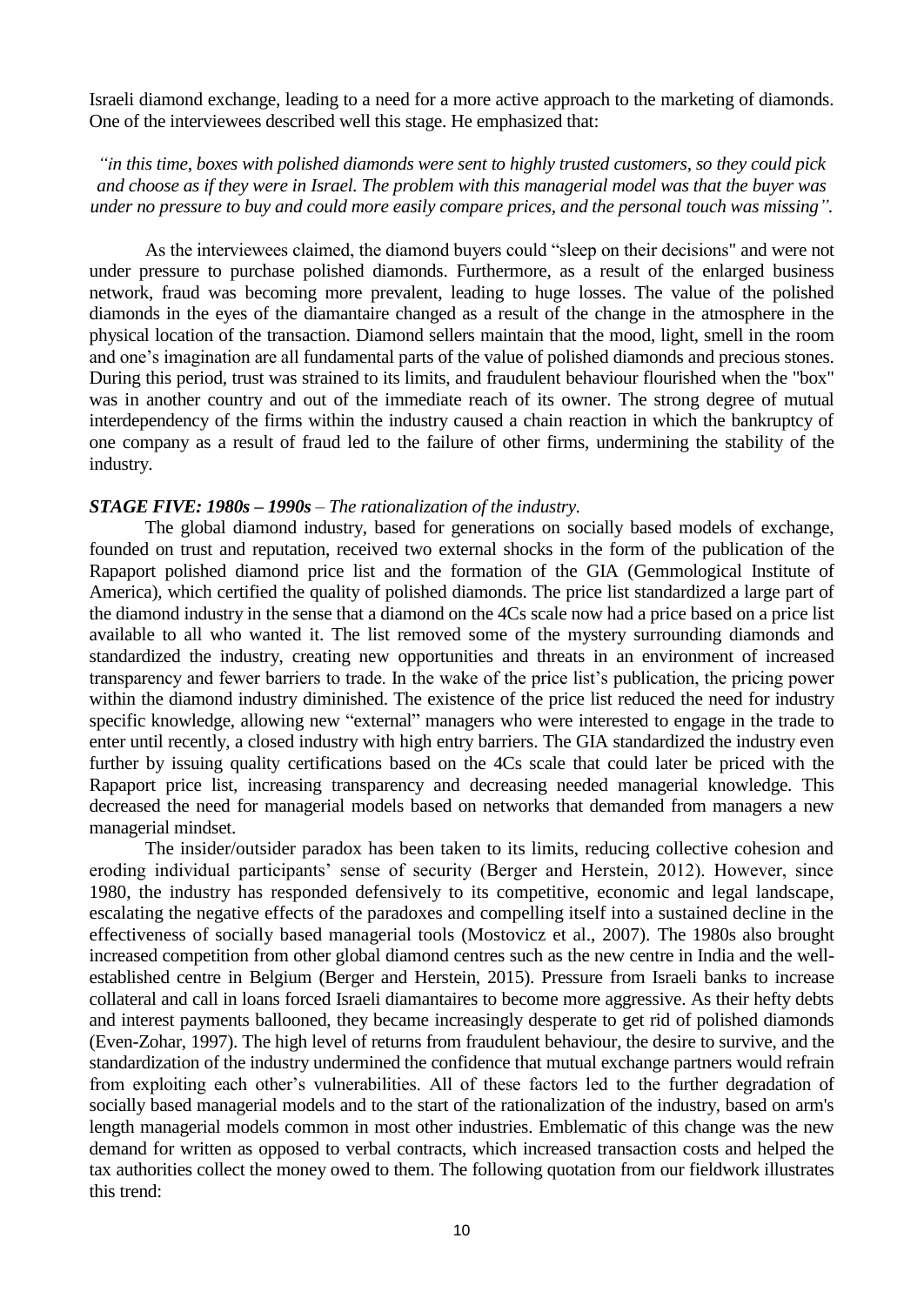Israeli diamond exchange, leading to a need for a more active approach to the marketing of diamonds. One of the interviewees described well this stage. He emphasized that:

*"in this time, boxes with polished diamonds were sent to highly trusted customers, so they could pick and choose as if they were in Israel. The problem with this managerial model was that the buyer was under no pressure to buy and could more easily compare prices, and the personal touch was missing".*

As the interviewees claimed, the diamond buyers could "sleep on their decisions" and were not under pressure to purchase polished diamonds. Furthermore, as a result of the enlarged business network, fraud was becoming more prevalent, leading to huge losses. The value of the polished diamonds in the eyes of the diamantaire changed as a result of the change in the atmosphere in the physical location of the transaction. Diamond sellers maintain that the mood, light, smell in the room and one's imagination are all fundamental parts of the value of polished diamonds and precious stones. During this period, trust was strained to its limits, and fraudulent behaviour flourished when the "box" was in another country and out of the immediate reach of its owner. The strong degree of mutual interdependency of the firms within the industry caused a chain reaction in which the bankruptcy of one company as a result of fraud led to the failure of other firms, undermining the stability of the industry.

***STAGE FIVE: 1980s – 1990s*** *– The rationalization of the industry.*

The global diamond industry, based for generations on socially based models of exchange, founded on trust and reputation, received two external shocks in the form of the publication of the Rapaport polished diamond price list and the formation of the GIA (Gemmological Institute of America), which certified the quality of polished diamonds. The price list standardized a large part of the diamond industry in the sense that a diamond on the 4Cs scale now had a price based on a price list available to all who wanted it. The list removed some of the mystery surrounding diamonds and standardized the industry, creating new opportunities and threats in an environment of increased transparency and fewer barriers to trade. In the wake of the price list's publication, the pricing power within the diamond industry diminished. The existence of the price list reduced the need for industry specific knowledge, allowing new "external" managers who were interested to engage in the trade to enter until recently, a closed industry with high entry barriers. The GIA standardized the industry even further by issuing quality certifications based on the 4Cs scale that could later be priced with the Rapaport price list, increasing transparency and decreasing needed managerial knowledge. This decreased the need for managerial models based on networks that demanded from managers a new managerial mindset.

The insider/outsider paradox has been taken to its limits, reducing collective cohesion and eroding individual participants' sense of security (Berger and Herstein, 2012). However, since 1980, the industry has responded defensively to its competitive, economic and legal landscape, escalating the negative effects of the paradoxes and compelling itself into a sustained decline in the effectiveness of socially based managerial tools (Mostovicz et al., 2007). The 1980s also brought increased competition from other global diamond centres such as the new centre in India and the well-established centre in Belgium (Berger and Herstein, 2015). Pressure from Israeli banks to increase collateral and call in loans forced Israeli diamantaires to become more aggressive. As their hefty debts and interest payments ballooned, they became increasingly desperate to get rid of polished diamonds (Even-Zohar, 1997). The high level of returns from fraudulent behaviour, the desire to survive, and the standardization of the industry undermined the confidence that mutual exchange partners would refrain from exploiting each other's vulnerabilities. All of these factors led to the further degradation of socially based managerial models and to the start of the rationalization of the industry, based on arm's length managerial models common in most other industries. Emblematic of this change was the new demand for written as opposed to verbal contracts, which increased transaction costs and helped the tax authorities collect the money owed to them. The following quotation from our fieldwork illustrates this trend: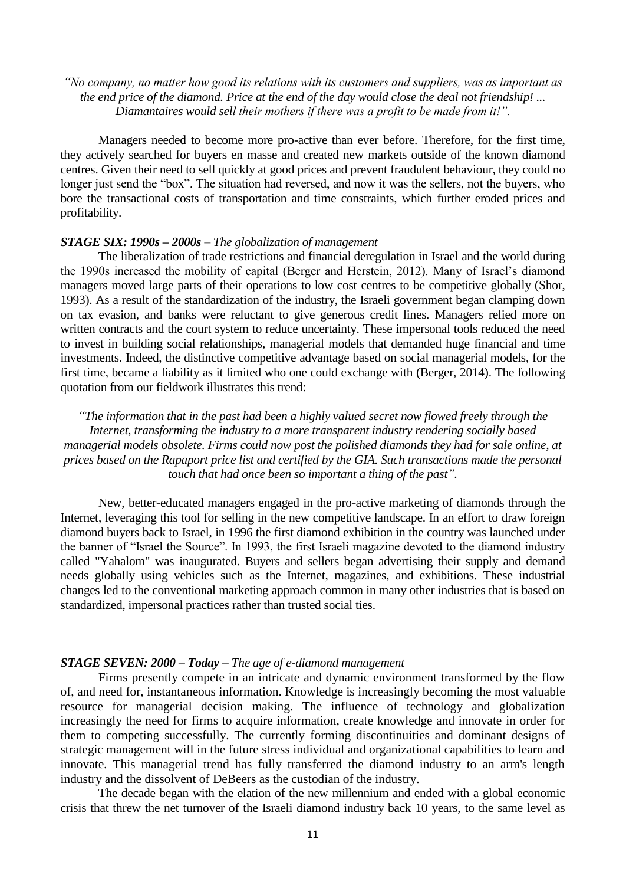*"No company, no matter how good its relations with its customers and suppliers, was as important as the end price of the diamond. Price at the end of the day would close the deal not friendship! ... Diamantaires would sell their mothers if there was a profit to be made from it!".*

Managers needed to become more pro-active than ever before. Therefore, for the first time, they actively searched for buyers en masse and created new markets outside of the known diamond centres. Given their need to sell quickly at good prices and prevent fraudulent behaviour, they could no longer just send the "box". The situation had reversed, and now it was the sellers, not the buyers, who bore the transactional costs of transportation and time constraints, which further eroded prices and profitability.

***STAGE SIX: 1990s – 2000s*** *– The globalization of management*

The liberalization of trade restrictions and financial deregulation in Israel and the world during the 1990s increased the mobility of capital (Berger and Herstein, 2012). Many of Israel's diamond managers moved large parts of their operations to low cost centres to be competitive globally (Shor, 1993). As a result of the standardization of the industry, the Israeli government began clamping down on tax evasion, and banks were reluctant to give generous credit lines. Managers relied more on written contracts and the court system to reduce uncertainty. These impersonal tools reduced the need to invest in building social relationships, managerial models that demanded huge financial and time investments. Indeed, the distinctive competitive advantage based on social managerial models, for the first time, became a liability as it limited who one could exchange with (Berger, 2014). The following quotation from our fieldwork illustrates this trend:

*"The information that in the past had been a highly valued secret now flowed freely through the Internet, transforming the industry to a more transparent industry rendering socially based managerial models obsolete. Firms could now post the polished diamonds they had for sale online, at prices based on the Rapaport price list and certified by the GIA. Such transactions made the personal touch that had once been so important a thing of the past".*

New, better-educated managers engaged in the pro-active marketing of diamonds through the Internet, leveraging this tool for selling in the new competitive landscape. In an effort to draw foreign diamond buyers back to Israel, in 1996 the first diamond exhibition in the country was launched under the banner of "Israel the Source". In 1993, the first Israeli magazine devoted to the diamond industry called "Yahalom" was inaugurated. Buyers and sellers began advertising their supply and demand needs globally using vehicles such as the Internet, magazines, and exhibitions. These industrial changes led to the conventional marketing approach common in many other industries that is based on standardized, impersonal practices rather than trusted social ties.

***STAGE SEVEN: 2000 – Today*** *– The age of e-diamond management*

Firms presently compete in an intricate and dynamic environment transformed by the flow of, and need for, instantaneous information. Knowledge is increasingly becoming the most valuable resource for managerial decision making. The influence of technology and globalization increasingly the need for firms to acquire information, create knowledge and innovate in order for them to competing successfully. The currently forming discontinuities and dominant designs of strategic management will in the future stress individual and organizational capabilities to learn and innovate. This managerial trend has fully transferred the diamond industry to an arm's length industry and the dissolvent of DeBeers as the custodian of the industry.

The decade began with the elation of the new millennium and ended with a global economic crisis that threw the net turnover of the Israeli diamond industry back 10 years, to the same level as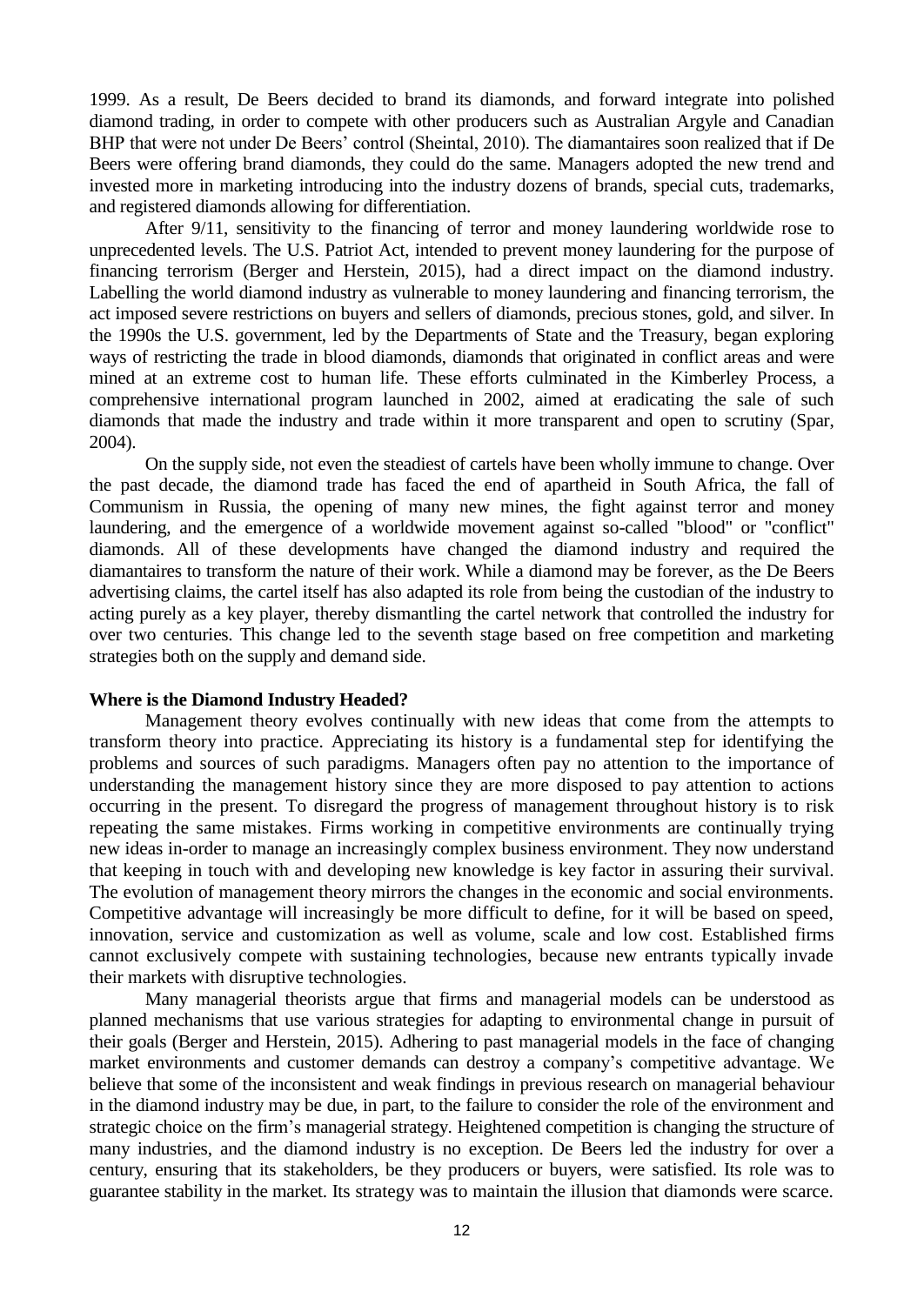1999. As a result, De Beers decided to brand its diamonds, and forward integrate into polished diamond trading, in order to compete with other producers such as Australian Argyle and Canadian BHP that were not under De Beers' control (Sheintal, 2010). The diamantaires soon realized that if De Beers were offering brand diamonds, they could do the same. Managers adopted the new trend and invested more in marketing introducing into the industry dozens of brands, special cuts, trademarks, and registered diamonds allowing for differentiation.

After 9/11, sensitivity to the financing of terror and money laundering worldwide rose to unprecedented levels. The U.S. Patriot Act, intended to prevent money laundering for the purpose of financing terrorism (Berger and Herstein, 2015), had a direct impact on the diamond industry. Labelling the world diamond industry as vulnerable to money laundering and financing terrorism, the act imposed severe restrictions on buyers and sellers of diamonds, precious stones, gold, and silver. In the 1990s the U.S. government, led by the Departments of State and the Treasury, began exploring ways of restricting the trade in blood diamonds, diamonds that originated in conflict areas and were mined at an extreme cost to human life. These efforts culminated in the Kimberley Process, a comprehensive international program launched in 2002, aimed at eradicating the sale of such diamonds that made the industry and trade within it more transparent and open to scrutiny (Spar, 2004).

On the supply side, not even the steadiest of cartels have been wholly immune to change. Over the past decade, the diamond trade has faced the end of apartheid in South Africa, the fall of Communism in Russia, the opening of many new mines, the fight against terror and money laundering, and the emergence of a worldwide movement against so-called "blood" or "conflict" diamonds. All of these developments have changed the diamond industry and required the diamantaires to transform the nature of their work. While a diamond may be forever, as the De Beers advertising claims, the cartel itself has also adapted its role from being the custodian of the industry to acting purely as a key player, thereby dismantling the cartel network that controlled the industry for over two centuries. This change led to the seventh stage based on free competition and marketing strategies both on the supply and demand side.

**Where is the Diamond Industry Headed?**

Management theory evolves continually with new ideas that come from the attempts to transform theory into practice. Appreciating its history is a fundamental step for identifying the problems and sources of such paradigms. Managers often pay no attention to the importance of understanding the management history since they are more disposed to pay attention to actions occurring in the present. To disregard the progress of management throughout history is to risk repeating the same mistakes. Firms working in competitive environments are continually trying new ideas in-order to manage an increasingly complex business environment. They now understand that keeping in touch with and developing new knowledge is key factor in assuring their survival. The evolution of management theory mirrors the changes in the economic and social environments. Competitive advantage will increasingly be more difficult to define, for it will be based on speed, innovation, service and customization as well as volume, scale and low cost. Established firms cannot exclusively compete with sustaining technologies, because new entrants typically invade their markets with disruptive technologies.

Many managerial theorists argue that firms and managerial models can be understood as planned mechanisms that use various strategies for adapting to environmental change in pursuit of their goals (Berger and Herstein, 2015). Adhering to past managerial models in the face of changing market environments and customer demands can destroy a company's competitive advantage. We believe that some of the inconsistent and weak findings in previous research on managerial behaviour in the diamond industry may be due, in part, to the failure to consider the role of the environment and strategic choice on the firm's managerial strategy. Heightened competition is changing the structure of many industries, and the diamond industry is no exception. De Beers led the industry for over a century, ensuring that its stakeholders, be they producers or buyers, were satisfied. Its role was to guarantee stability in the market. Its strategy was to maintain the illusion that diamonds were scarce.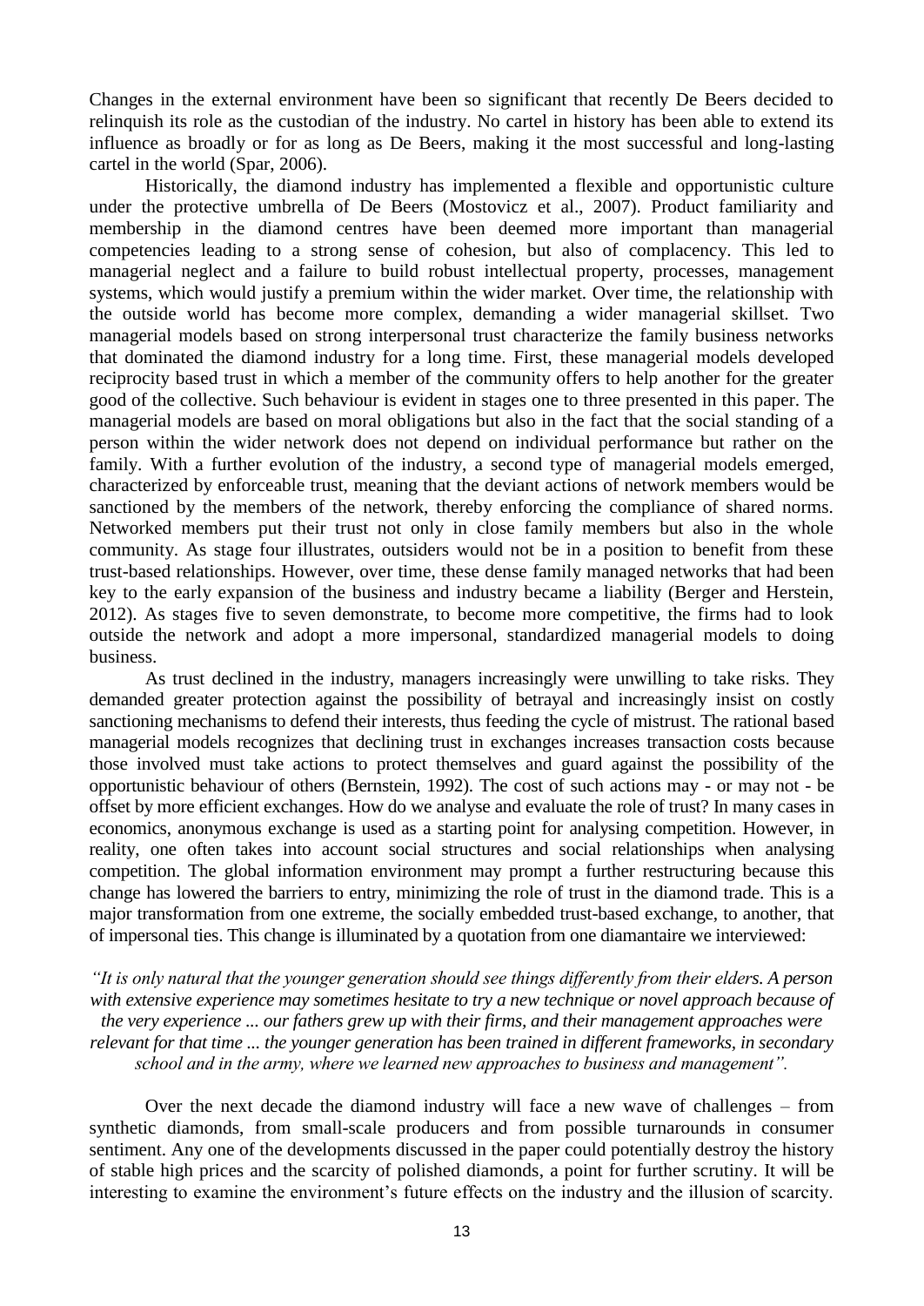Changes in the external environment have been so significant that recently De Beers decided to relinquish its role as the custodian of the industry. No cartel in history has been able to extend its influence as broadly or for as long as De Beers, making it the most successful and long-lasting cartel in the world (Spar, 2006).

Historically, the diamond industry has implemented a flexible and opportunistic culture under the protective umbrella of De Beers (Mostovicz et al., 2007). Product familiarity and membership in the diamond centres have been deemed more important than managerial competencies leading to a strong sense of cohesion, but also of complacency. This led to managerial neglect and a failure to build robust intellectual property, processes, management systems, which would justify a premium within the wider market. Over time, the relationship with the outside world has become more complex, demanding a wider managerial skillset. Two managerial models based on strong interpersonal trust characterize the family business networks that dominated the diamond industry for a long time. First, these managerial models developed reciprocity based trust in which a member of the community offers to help another for the greater good of the collective. Such behaviour is evident in stages one to three presented in this paper. The managerial models are based on moral obligations but also in the fact that the social standing of a person within the wider network does not depend on individual performance but rather on the family. With a further evolution of the industry, a second type of managerial models emerged, characterized by enforceable trust, meaning that the deviant actions of network members would be sanctioned by the members of the network, thereby enforcing the compliance of shared norms. Networked members put their trust not only in close family members but also in the whole community. As stage four illustrates, outsiders would not be in a position to benefit from these trust-based relationships. However, over time, these dense family managed networks that had been key to the early expansion of the business and industry became a liability (Berger and Herstein, 2012). As stages five to seven demonstrate, to become more competitive, the firms had to look outside the network and adopt a more impersonal, standardized managerial models to doing business.

As trust declined in the industry, managers increasingly were unwilling to take risks. They demanded greater protection against the possibility of betrayal and increasingly insist on costly sanctioning mechanisms to defend their interests, thus feeding the cycle of mistrust. The rational based managerial models recognizes that declining trust in exchanges increases transaction costs because those involved must take actions to protect themselves and guard against the possibility of the opportunistic behaviour of others (Bernstein, 1992). The cost of such actions may - or may not - be offset by more efficient exchanges. How do we analyse and evaluate the role of trust? In many cases in economics, anonymous exchange is used as a starting point for analysing competition. However, in reality, one often takes into account social structures and social relationships when analysing competition. The global information environment may prompt a further restructuring because this change has lowered the barriers to entry, minimizing the role of trust in the diamond trade. This is a major transformation from one extreme, the socially embedded trust-based exchange, to another, that of impersonal ties. This change is illuminated by a quotation from one diamantaire we interviewed:

*"It is only natural that the younger generation should see things differently from their elders. A person with extensive experience may sometimes hesitate to try a new technique or novel approach because of the very experience ... our fathers grew up with their firms, and their management approaches were relevant for that time ... the younger generation has been trained in different frameworks, in secondary school and in the army, where we learned new approaches to business and management".*

Over the next decade the diamond industry will face a new wave of challenges – from synthetic diamonds, from small-scale producers and from possible turnarounds in consumer sentiment. Any one of the developments discussed in the paper could potentially destroy the history of stable high prices and the scarcity of polished diamonds, a point for further scrutiny. It will be interesting to examine the environment's future effects on the industry and the illusion of scarcity.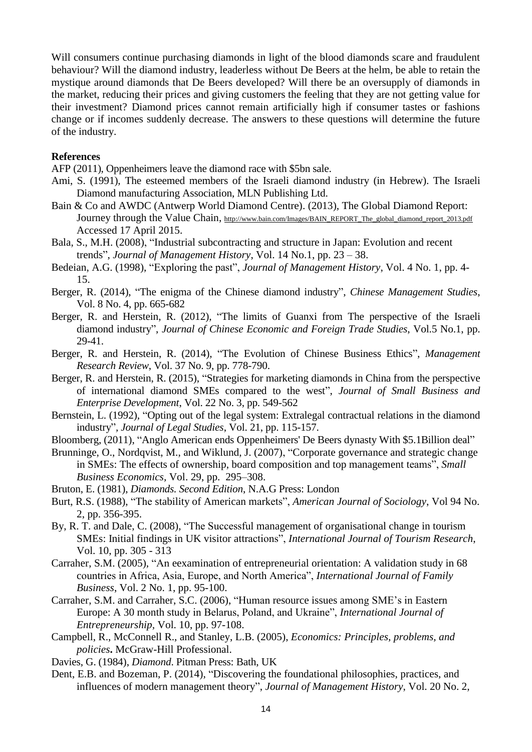Will consumers continue purchasing diamonds in light of the blood diamonds scare and fraudulent behaviour? Will the diamond industry, leaderless without De Beers at the helm, be able to retain the mystique around diamonds that De Beers developed? Will there be an oversupply of diamonds in the market, reducing their prices and giving customers the feeling that they are not getting value for their investment? Diamond prices cannot remain artificially high if consumer tastes or fashions change or if incomes suddenly decrease. The answers to these questions will determine the future of the industry.

**References**

AFP (2011), Oppenheimers leave the diamond race with $5bn sale.

Ami, S. (1991), The esteemed members of the Israeli diamond industry (in Hebrew). The Israeli Diamond manufacturing Association, MLN Publishing Ltd.

Bain & Co and AWDC (Antwerp World Diamond Centre). (2013), The Global Diamond Report: Journey through the Value Chain, http://www.bain.com/Images/BAIN_REPORT_The_global_diamond_report_2013.pdf Accessed 17 April 2015.

Bala, S., M.H. (2008), "Industrial subcontracting and structure in Japan: Evolution and recent trends", *Journal of Management History*, Vol. 14 No.1, pp. 23 – 38.

Bedeian, A.G. (1998), "Exploring the past", *Journal of Management History*, Vol. 4 No. 1, pp. 4-15.

Berger, R. (2014), "The enigma of the Chinese diamond industry", *Chinese Management Studies*, Vol. 8 No. 4, pp. 665-682

Berger, R. and Herstein, R. (2012), "The limits of Guanxi from The perspective of the Israeli diamond industry", *Journal of Chinese Economic and Foreign Trade Studies*, Vol.5 No.1, pp. 29-41.

Berger, R. and Herstein, R. (2014), "The Evolution of Chinese Business Ethics", *Management Research Review*, Vol. 37 No. 9, pp. 778-790.

Berger, R. and Herstein, R. (2015), "Strategies for marketing diamonds in China from the perspective of international diamond SMEs compared to the west", *Journal of Small Business and Enterprise Development*, Vol. 22 No. 3, pp. 549-562

Bernstein, L. (1992), "Opting out of the legal system: Extralegal contractual relations in the diamond industry", *Journal of Legal Studies*, Vol. 21, pp. 115-157.

Bloomberg, (2011), "Anglo American ends Oppenheimers' De Beers dynasty With $5.1Billion deal"

Brunninge, O., Nordqvist, M., and Wiklund, J. (2007), "Corporate governance and strategic change in SMEs: The effects of ownership, board composition and top management teams", *Small Business Economics*, Vol. 29, pp. 295–308.

Bruton, E. (1981), *Diamonds. Second Edition*, N.A.G Press: London

Burt, R.S. (1988), "The stability of American markets", *American Journal of Sociology*, Vol 94 No. 2, pp. 356-395.

By, R. T. and Dale, C. (2008), "The Successful management of organisational change in tourism SMEs: Initial findings in UK visitor attractions", *International Journal of Tourism Research*, Vol. 10, pp. 305 - 313

Carraher, S.M. (2005), "An eexamination of entrepreneurial orientation: A validation study in 68 countries in Africa, Asia, Europe, and North America", *International Journal of Family Business*, Vol. 2 No. 1, pp. 95-100.

Carraher, S.M. and Carraher, S.C. (2006), "Human resource issues among SME's in Eastern Europe: A 30 month study in Belarus, Poland, and Ukraine", *International Journal of Entrepreneurship*, Vol. 10, pp. 97-108.

Campbell, R., McConnell R., and Stanley, L.B. (2005), *Economics: Principles, problems, and policies***.** McGraw-Hill Professional.

Davies, G. (1984), *Diamond*. Pitman Press: Bath, UK

Dent, E.B. and Bozeman, P. (2014), "Discovering the foundational philosophies, practices, and influences of modern management theory", *Journal of Management History*, Vol. 20 No. 2,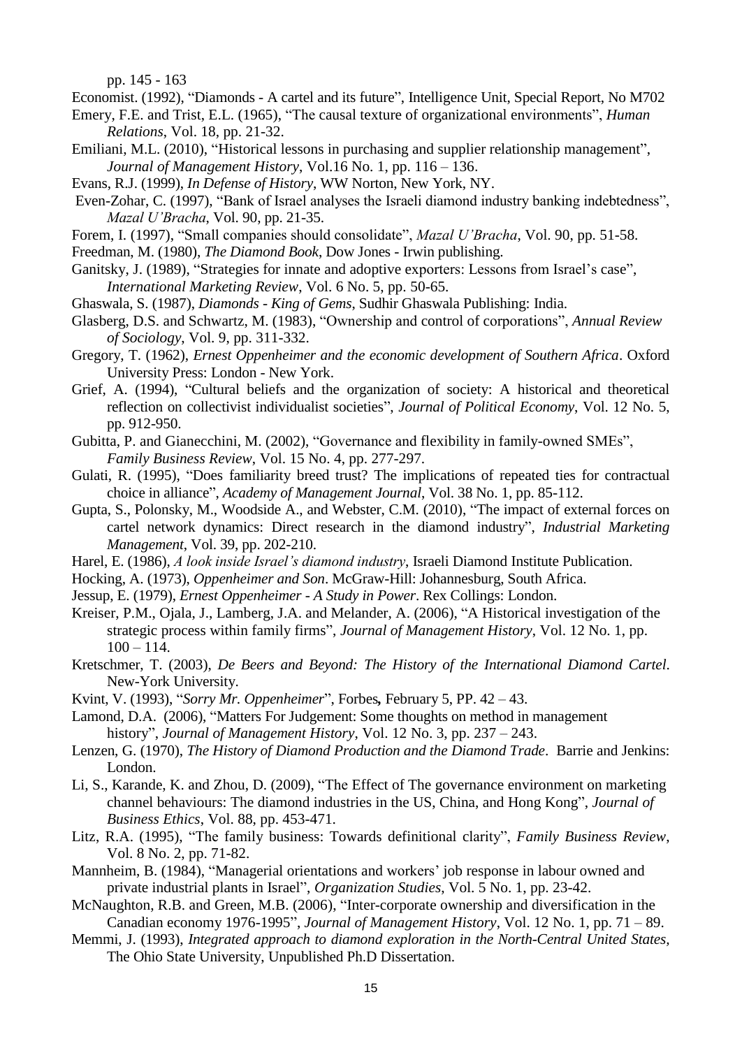pp. 145 - 163

Economist. (1992), "Diamonds - A cartel and its future", Intelligence Unit, Special Report, No M702

Emery, F.E. and Trist, E.L. (1965), "The causal texture of organizational environments", *Human Relations*, Vol. 18, pp. 21-32.

Emiliani, M.L. (2010), "Historical lessons in purchasing and supplier relationship management", *Journal of Management History*, Vol.16 No. 1, pp. 116 – 136.

Evans, R.J. (1999), *In Defense of History*, WW Norton, New York, NY.

Even-Zohar, C. (1997), "Bank of Israel analyses the Israeli diamond industry banking indebtedness", *Mazal U'Bracha*, Vol. 90, pp. 21-35.

Forem, I. (1997), "Small companies should consolidate", *Mazal U'Bracha*, Vol. 90, pp. 51-58.

Freedman, M. (1980), *The Diamond Book*, Dow Jones - Irwin publishing.

Ganitsky, J. (1989), "Strategies for innate and adoptive exporters: Lessons from Israel's case", *International Marketing Review*, Vol. 6 No. 5, pp. 50-65.

Ghaswala, S. (1987), *Diamonds - King of Gems*, Sudhir Ghaswala Publishing: India.

Glasberg, D.S. and Schwartz, M. (1983), "Ownership and control of corporations", *Annual Review of Sociology*, Vol. 9, pp. 311-332.

Gregory, T. (1962), *Ernest Oppenheimer and the economic development of Southern Africa*. Oxford University Press: London - New York.

Grief, A. (1994), "Cultural beliefs and the organization of society: A historical and theoretical reflection on collectivist individualist societies", *Journal of Political Economy*, Vol. 12 No. 5, pp. 912-950.

Gubitta, P. and Gianecchini, M. (2002), "Governance and flexibility in family-owned SMEs", *Family Business Review*, Vol. 15 No. 4, pp. 277-297.

Gulati, R. (1995), "Does familiarity breed trust? The implications of repeated ties for contractual choice in alliance", *Academy of Management Journal*, Vol. 38 No. 1, pp. 85-112.

Gupta, S., Polonsky, M., Woodside A., and Webster, C.M. (2010), "The impact of external forces on cartel network dynamics: Direct research in the diamond industry", *Industrial Marketing Management*, Vol. 39, pp. 202-210.

Harel, E. (1986), *A look inside Israel's diamond industry*, Israeli Diamond Institute Publication.

Hocking, A. (1973), *Oppenheimer and Son*. McGraw-Hill: Johannesburg, South Africa.

Jessup, E. (1979), *Ernest Oppenheimer - A Study in Power*. Rex Collings: London.

Kreiser, P.M., Ojala, J., Lamberg, J.A. and Melander, A. (2006), "A Historical investigation of the strategic process within family firms", *Journal of Management History*, Vol. 12 No. 1, pp. 100 – 114.

Kretschmer, T. (2003), *De Beers and Beyond: The History of the International Diamond Cartel*. New-York University.

Kvint, V. (1993), "*Sorry Mr. Oppenheimer*", Forbes**,** February 5, PP. 42 – 43.

Lamond, D.A. (2006), "Matters For Judgement: Some thoughts on method in management history", *Journal of Management History*, Vol. 12 No. 3, pp. 237 – 243.

Lenzen, G. (1970), *The History of Diamond Production and the Diamond Trade*. Barrie and Jenkins: London.

Li, S., Karande, K. and Zhou, D. (2009), "The Effect of The governance environment on marketing channel behaviours: The diamond industries in the US, China, and Hong Kong", *Journal of Business Ethics*, Vol. 88, pp. 453-471.

Litz, R.A. (1995), "The family business: Towards definitional clarity", *Family Business Review*, Vol. 8 No. 2, pp. 71-82.

Mannheim, B. (1984), "Managerial orientations and workers' job response in labour owned and private industrial plants in Israel", *Organization Studies*, Vol. 5 No. 1, pp. 23-42.

McNaughton, R.B. and Green, M.B. (2006), "Inter-corporate ownership and diversification in the Canadian economy 1976-1995", *Journal of Management History*, Vol. 12 No. 1, pp. 71 – 89.

Memmi, J. (1993), *Integrated approach to diamond exploration in the North-Central United States,* The Ohio State University, Unpublished Ph.D Dissertation.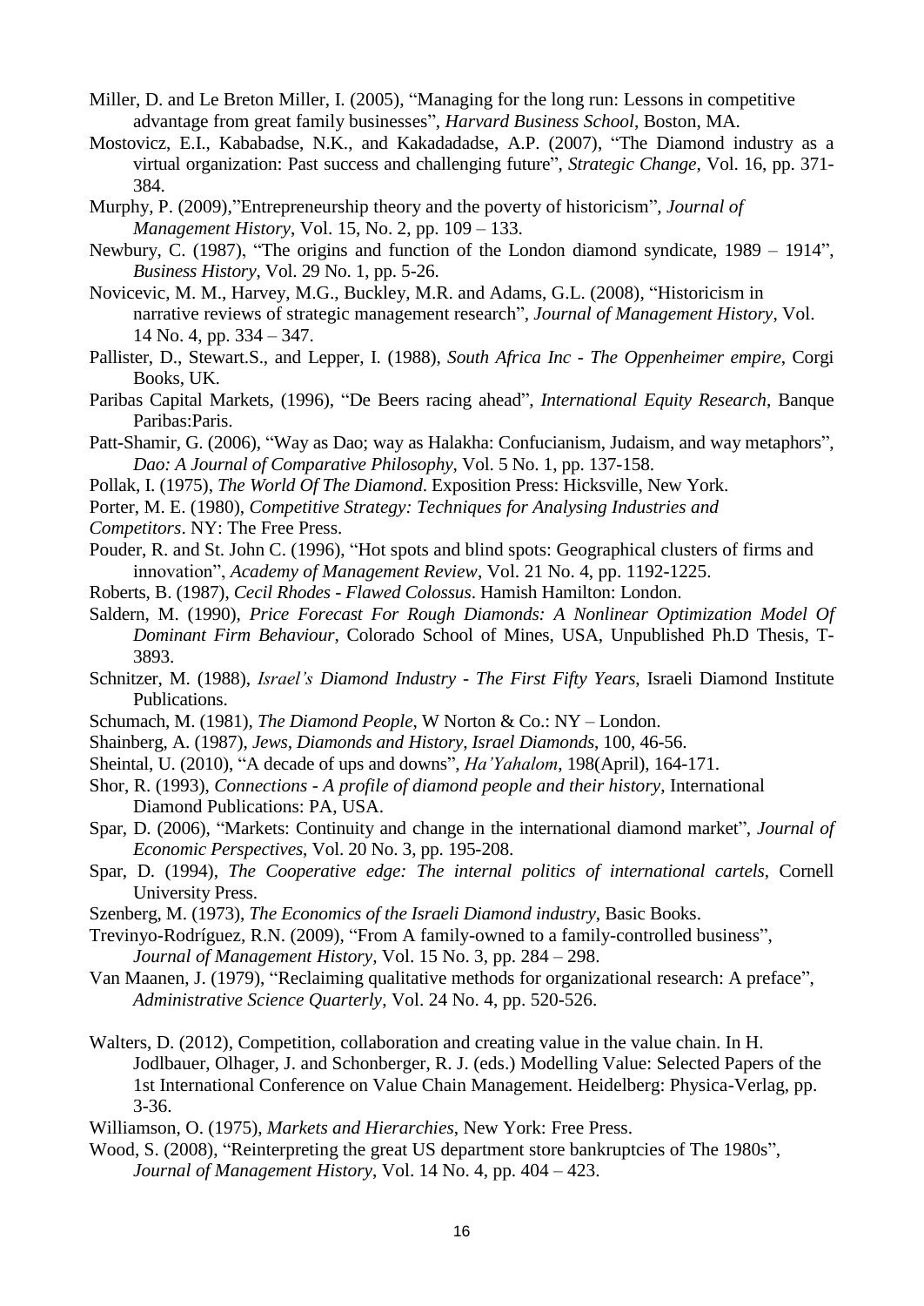Miller, D. and Le Breton Miller, I. (2005), "Managing for the long run: Lessons in competitive advantage from great family businesses", *Harvard Business School*, Boston, MA.

Mostovicz, E.I., Kababadse, N.K., and Kakadadadse, A.P. (2007), "The Diamond industry as a virtual organization: Past success and challenging future", *Strategic Change*, Vol. 16, pp. 371-384.

Murphy, P. (2009),"Entrepreneurship theory and the poverty of historicism", *Journal of Management History*, Vol. 15, No. 2, pp. 109 – 133.

Newbury, C. (1987), "The origins and function of the London diamond syndicate, 1989 – 1914", *Business History*, Vol. 29 No. 1, pp. 5-26.

Novicevic, M. M., Harvey, M.G., Buckley, M.R. and Adams, G.L. (2008), "Historicism in narrative reviews of strategic management research", *Journal of Management History*, Vol. 14 No. 4, pp. 334 – 347.

Pallister, D., Stewart.S., and Lepper, I. (1988), *South Africa Inc - The Oppenheimer empire*, Corgi Books, UK.

Paribas Capital Markets, (1996), "De Beers racing ahead", *International Equity Research*, Banque Paribas:Paris.

Patt-Shamir, G. (2006), "Way as Dao; way as Halakha: Confucianism, Judaism, and way metaphors", *Dao: A Journal of Comparative Philosophy*, Vol. 5 No. 1, pp. 137-158.

Pollak, I. (1975), *The World Of The Diamond*. Exposition Press: Hicksville, New York.

Porter, M. E. (1980), *Competitive Strategy: Techniques for Analysing Industries and Competitors*. NY: The Free Press.

Pouder, R. and St. John C. (1996), "Hot spots and blind spots: Geographical clusters of firms and innovation", *Academy of Management Review*, Vol. 21 No. 4, pp. 1192-1225.

Roberts, B. (1987), *Cecil Rhodes - Flawed Colossus*. Hamish Hamilton: London.

Saldern, M. (1990), *Price Forecast For Rough Diamonds: A Nonlinear Optimization Model Of Dominant Firm Behaviour*, Colorado School of Mines, USA, Unpublished Ph.D Thesis, T-3893.

Schnitzer, M. (1988), *Israel's Diamond Industry - The First Fifty Years*, Israeli Diamond Institute Publications.

Schumach, M. (1981), *The Diamond People*, W Norton & Co.: NY – London.

Shainberg, A. (1987), *Jews, Diamonds and History*, *Israel Diamonds*, 100, 46-56.

Sheintal, U. (2010), "A decade of ups and downs", *Ha'Yahalom*, 198(April), 164-171.

Shor, R. (1993), *Connections - A profile of diamond people and their history*, International Diamond Publications: PA, USA.

Spar, D. (2006), "Markets: Continuity and change in the international diamond market", *Journal of Economic Perspectives*, Vol. 20 No. 3, pp. 195-208.

Spar, D. (1994), *The Cooperative edge: The internal politics of international cartels*, Cornell University Press.

Szenberg, M. (1973), *The Economics of the Israeli Diamond industry*, Basic Books.

Trevinyo-Rodríguez, R.N. (2009), "From A family-owned to a family-controlled business", *Journal of Management History*, Vol. 15 No. 3, pp. 284 – 298.

Van Maanen, J. (1979), "Reclaiming qualitative methods for organizational research: A preface", *Administrative Science Quarterly*, Vol. 24 No. 4, pp. 520-526.

Walters, D. (2012), Competition, collaboration and creating value in the value chain. In H. Jodlbauer, Olhager, J. and Schonberger, R. J. (eds.) Modelling Value: Selected Papers of the 1st International Conference on Value Chain Management. Heidelberg: Physica-Verlag, pp. 3-36.

Williamson, O. (1975), *Markets and Hierarchies*, New York: Free Press.

Wood, S. (2008), "Reinterpreting the great US department store bankruptcies of The 1980s", *Journal of Management History*, Vol. 14 No. 4, pp. 404 – 423.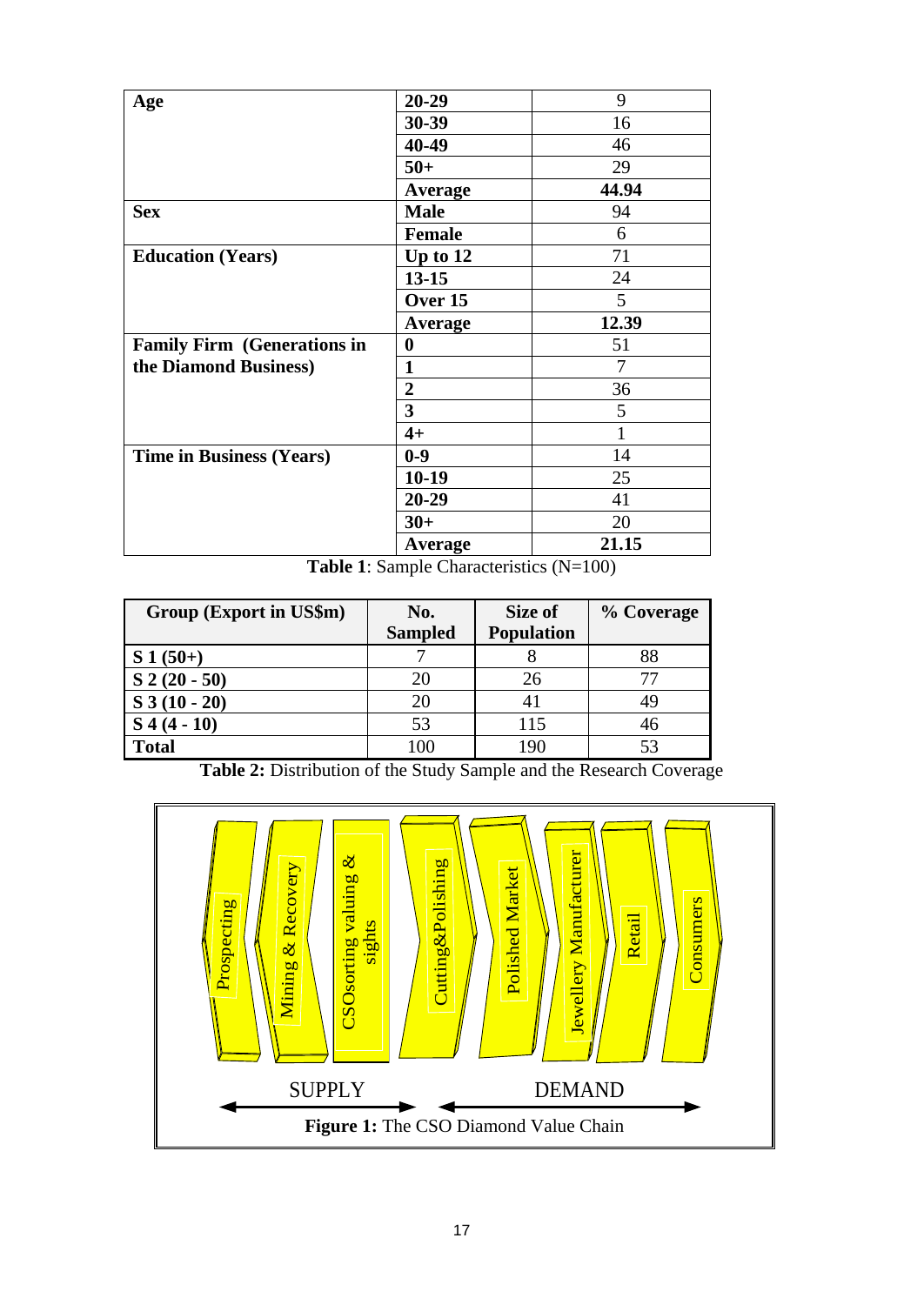| | | |
|---|---|---|
| **Age** | **20-29** | 9 |
| | **30-39** | 16 |
| | **40-49** | 46 |
| | **50+** | 29 |
| | **Average** | **44.94** |
| **Sex** | **Male** | 94 |
| | **Female** | 6 |
| **Education (Years)** | **Up to 12** | 71 |
| | **13-15** | 24 |
| | **Over 15** | 5 |
| | **Average** | **12.39** |
| **Family Firm (Generations in the Diamond Business)** | **0** | 51 |
| | **1** | 7 |
| | **2** | 36 |
| | **3** | 5 |
| | **4+** | 1 |
| **Time in Business (Years)** | **0-9** | 14 |
| | **10-19** | 25 |
| | **20-29** | 41 |
| | **30+** | 20 |
| | **Average** | **21.15** |

**Table 1**: Sample Characteristics (N=100)

| Group (Export in US$m) | No. Sampled | Size of Population | % Coverage |
|---|---|---|---|
| **S 1 (50+)** | 7 | 8 | 88 |
| **S 2 (20 - 50)** | 20 | 26 | 77 |
| **S 3 (10 - 20)** | 20 | 41 | 49 |
| **S 4 (4 - 10)** | 53 | 115 | 46 |
| **Total** | 100 | 190 | 53 |

**Table 2:** Distribution of the Study Sample and the Research Coverage

Prospecting
Mining & Recovery
CSOsorting valuing & sights
Cutting&Polishing
Polished Market
Jewellery Manufacturer
Retail
Consumers
SUPPLY
DEMAND

**Figure 1:** The CSO Diamond Value Chain